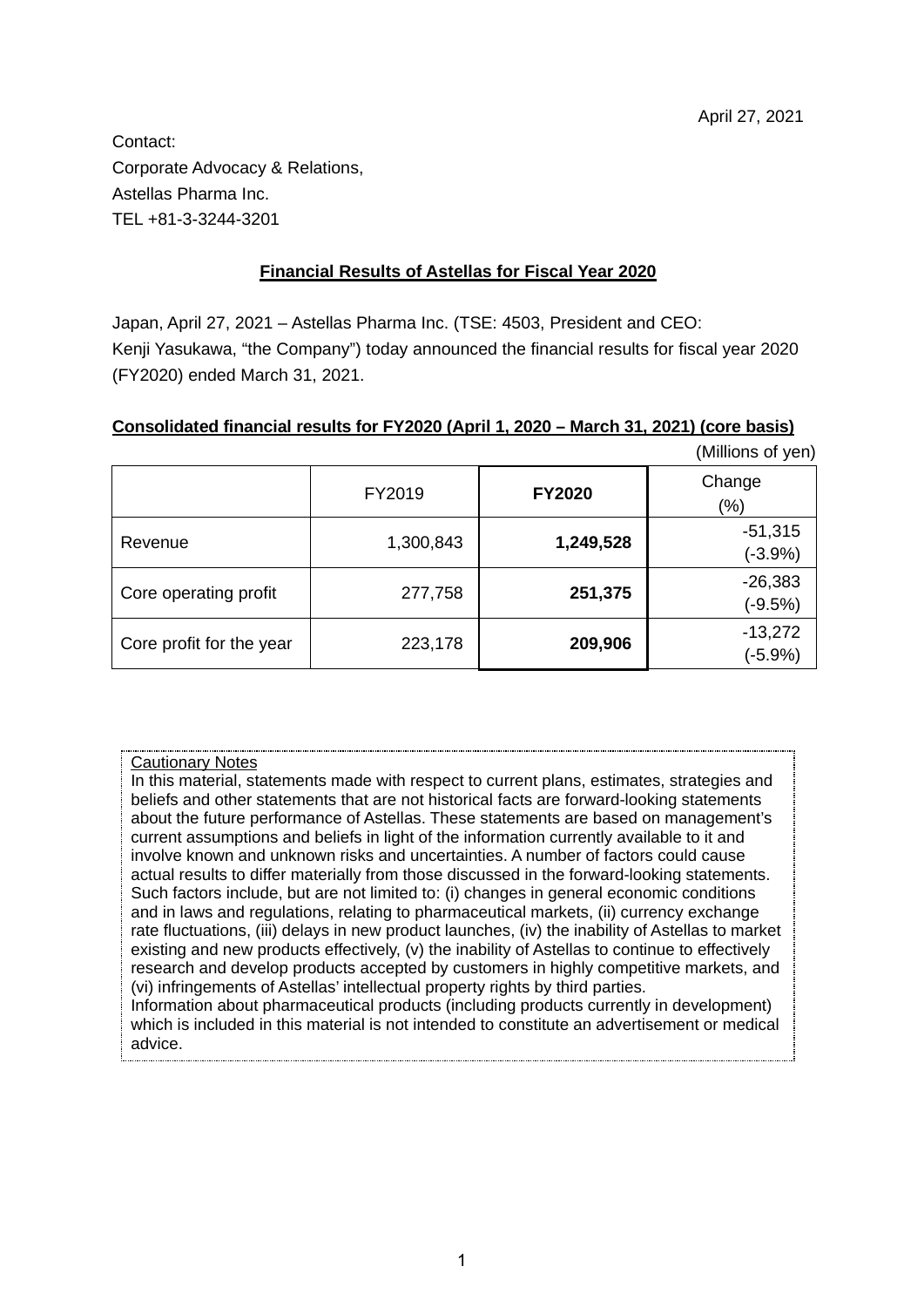April 27, 2021

Contact:
Corporate Advocacy & Relations,
Astellas Pharma Inc.
TEL +81-3-3244-3201

## Financial Results of Astellas for Fiscal Year 2020

Japan, April 27, 2021 – Astellas Pharma Inc. (TSE: 4503, President and CEO: Kenji Yasukawa, "the Company") today announced the financial results for fiscal year 2020 (FY2020) ended March 31, 2021.

### Consolidated financial results for FY2020 (April 1, 2020 – March 31, 2021) (core basis)

(Millions of yen)

| | FY2019 | **FY2020** | Change (%) |
|---|---|---|---|
| Revenue | 1,300,843 | **1,249,528** | -51,315 (-3.9%) |
| Core operating profit | 277,758 | **251,375** | -26,383 (-9.5%) |
| Core profit for the year | 223,178 | **209,906** | -13,272 (-5.9%) |

Cautionary Notes
In this material, statements made with respect to current plans, estimates, strategies and beliefs and other statements that are not historical facts are forward-looking statements about the future performance of Astellas. These statements are based on management's current assumptions and beliefs in light of the information currently available to it and involve known and unknown risks and uncertainties. A number of factors could cause actual results to differ materially from those discussed in the forward-looking statements. Such factors include, but are not limited to: (i) changes in general economic conditions and in laws and regulations, relating to pharmaceutical markets, (ii) currency exchange rate fluctuations, (iii) delays in new product launches, (iv) the inability of Astellas to market existing and new products effectively, (v) the inability of Astellas to continue to effectively research and develop products accepted by customers in highly competitive markets, and (vi) infringements of Astellas' intellectual property rights by third parties.
Information about pharmaceutical products (including products currently in development) which is included in this material is not intended to constitute an advertisement or medical advice.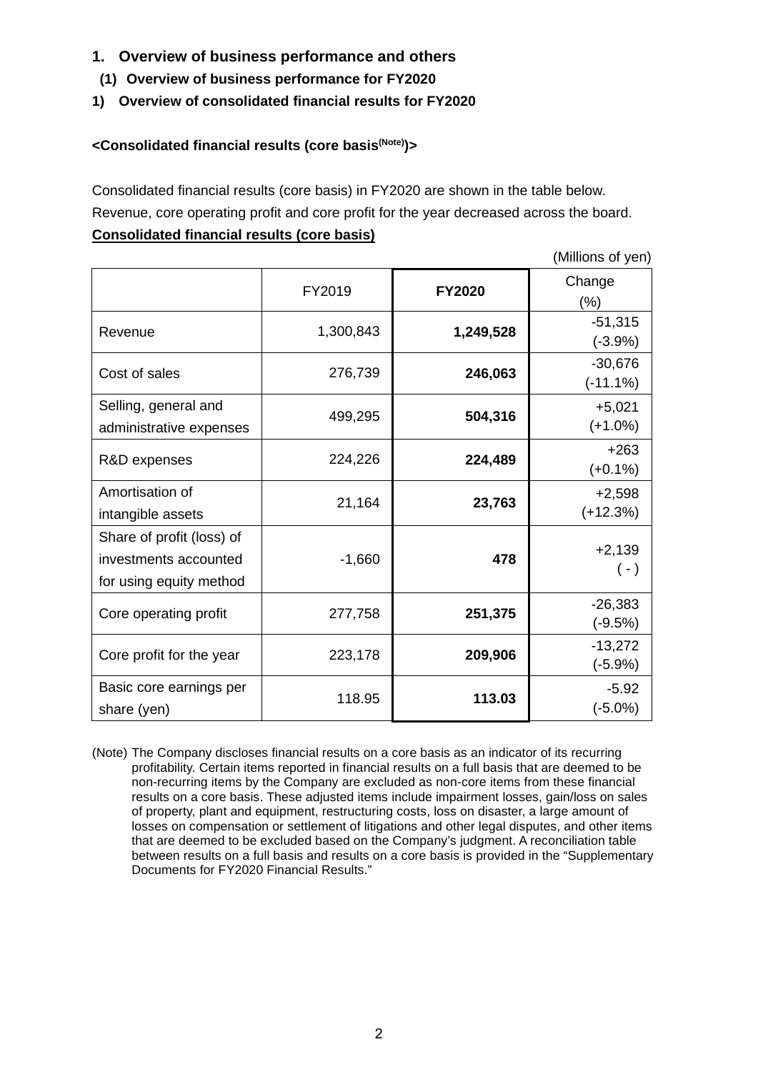## 1. Overview of business performance and others

### (1) Overview of business performance for FY2020

#### 1) Overview of consolidated financial results for FY2020

**<Consolidated financial results (core basis[(Note)])>**

Consolidated financial results (core basis) in FY2020 are shown in the table below. Revenue, core operating profit and core profit for the year decreased across the board.

**Consolidated financial results (core basis)**

(Millions of yen)

| | FY2019 | **FY2020** | Change (%) |
|---|---|---|---|
| Revenue | 1,300,843 | **1,249,528** | -51,315 (-3.9%) |
| Cost of sales | 276,739 | **246,063** | -30,676 (-11.1%) |
| Selling, general and administrative expenses | 499,295 | **504,316** | +5,021 (+1.0%) |
| R&D expenses | 224,226 | **224,489** | +263 (+0.1%) |
| Amortisation of intangible assets | 21,164 | **23,763** | +2,598 (+12.3%) |
| Share of profit (loss) of investments accounted for using equity method | -1,660 | **478** | +2,139 ( - ) |
| Core operating profit | 277,758 | **251,375** | -26,383 (-9.5%) |
| Core profit for the year | 223,178 | **209,906** | -13,272 (-5.9%) |
| Basic core earnings per share (yen) | 118.95 | **113.03** | -5.92 (-5.0%) |

(Note) The Company discloses financial results on a core basis as an indicator of its recurring profitability. Certain items reported in financial results on a full basis that are deemed to be non-recurring items by the Company are excluded as non-core items from these financial results on a core basis. These adjusted items include impairment losses, gain/loss on sales of property, plant and equipment, restructuring costs, loss on disaster, a large amount of losses on compensation or settlement of litigations and other legal disputes, and other items that are deemed to be excluded based on the Company's judgment. A reconciliation table between results on a full basis and results on a core basis is provided in the "Supplementary Documents for FY2020 Financial Results."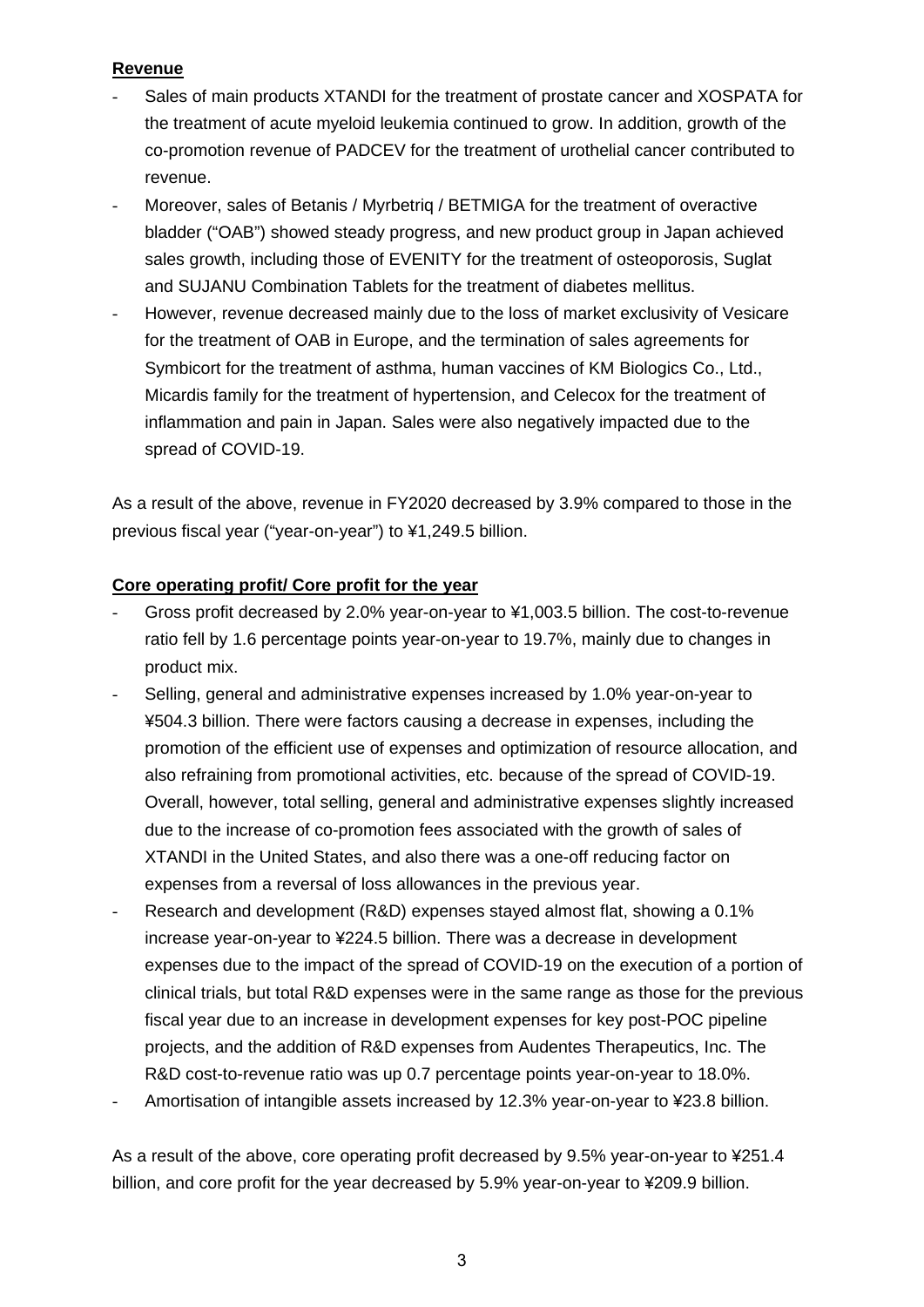**Revenue**

- Sales of main products XTANDI for the treatment of prostate cancer and XOSPATA for the treatment of acute myeloid leukemia continued to grow. In addition, growth of the co-promotion revenue of PADCEV for the treatment of urothelial cancer contributed to revenue.
- Moreover, sales of Betanis / Myrbetriq / BETMIGA for the treatment of overactive bladder ("OAB") showed steady progress, and new product group in Japan achieved sales growth, including those of EVENITY for the treatment of osteoporosis, Suglat and SUJANU Combination Tablets for the treatment of diabetes mellitus.
- However, revenue decreased mainly due to the loss of market exclusivity of Vesicare for the treatment of OAB in Europe, and the termination of sales agreements for Symbicort for the treatment of asthma, human vaccines of KM Biologics Co., Ltd., Micardis family for the treatment of hypertension, and Celecox for the treatment of inflammation and pain in Japan. Sales were also negatively impacted due to the spread of COVID-19.

As a result of the above, revenue in FY2020 decreased by 3.9% compared to those in the previous fiscal year ("year-on-year") to ¥1,249.5 billion.

**Core operating profit/ Core profit for the year**

- Gross profit decreased by 2.0% year-on-year to ¥1,003.5 billion. The cost-to-revenue ratio fell by 1.6 percentage points year-on-year to 19.7%, mainly due to changes in product mix.
- Selling, general and administrative expenses increased by 1.0% year-on-year to ¥504.3 billion. There were factors causing a decrease in expenses, including the promotion of the efficient use of expenses and optimization of resource allocation, and also refraining from promotional activities, etc. because of the spread of COVID-19. Overall, however, total selling, general and administrative expenses slightly increased due to the increase of co-promotion fees associated with the growth of sales of XTANDI in the United States, and also there was a one-off reducing factor on expenses from a reversal of loss allowances in the previous year.
- Research and development (R&D) expenses stayed almost flat, showing a 0.1% increase year-on-year to ¥224.5 billion. There was a decrease in development expenses due to the impact of the spread of COVID-19 on the execution of a portion of clinical trials, but total R&D expenses were in the same range as those for the previous fiscal year due to an increase in development expenses for key post-POC pipeline projects, and the addition of R&D expenses from Audentes Therapeutics, Inc. The R&D cost-to-revenue ratio was up 0.7 percentage points year-on-year to 18.0%.
- Amortisation of intangible assets increased by 12.3% year-on-year to ¥23.8 billion.

As a result of the above, core operating profit decreased by 9.5% year-on-year to ¥251.4 billion, and core profit for the year decreased by 5.9% year-on-year to ¥209.9 billion.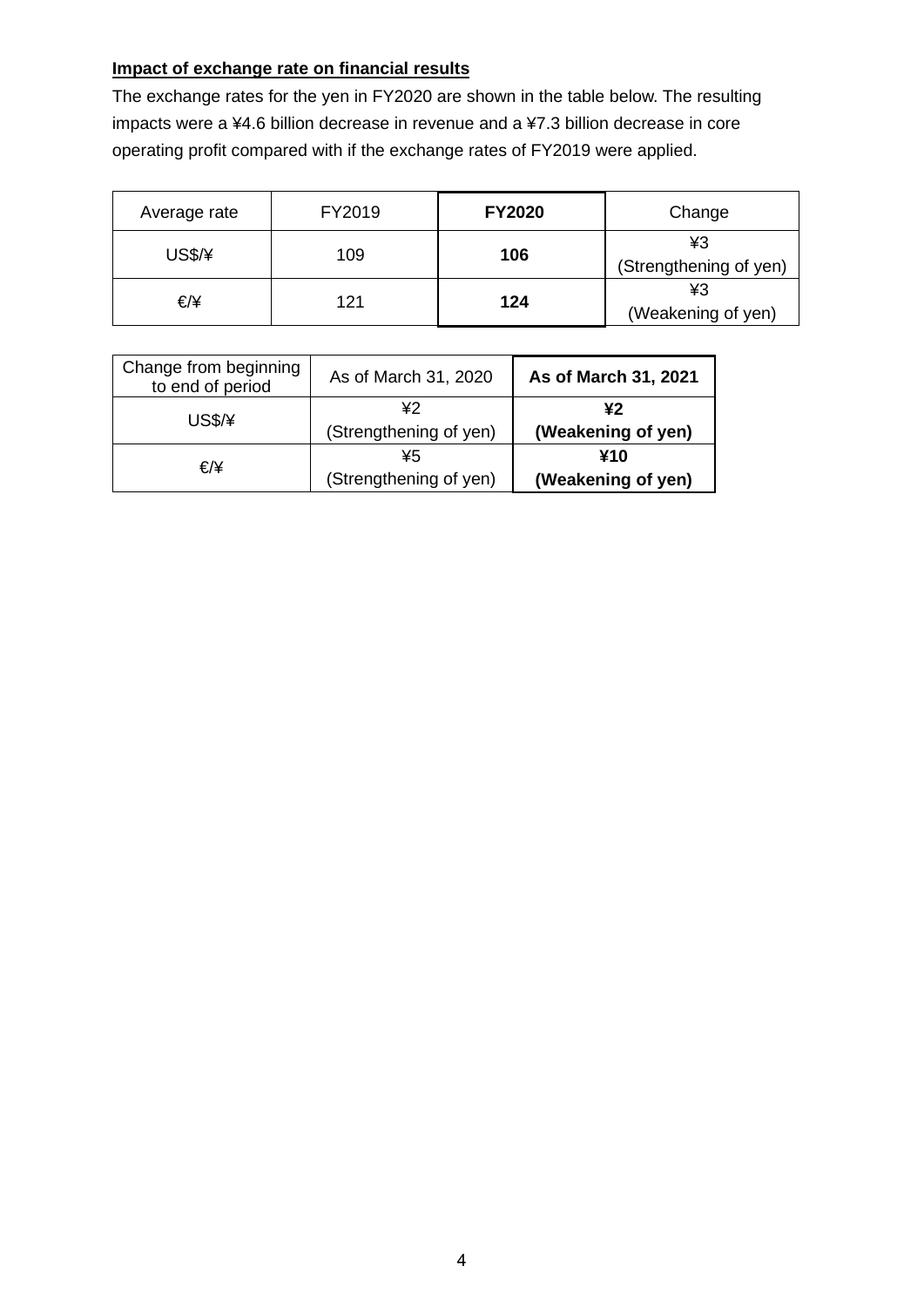**Impact of exchange rate on financial results**

The exchange rates for the yen in FY2020 are shown in the table below. The resulting impacts were a ¥4.6 billion decrease in revenue and a ¥7.3 billion decrease in core operating profit compared with if the exchange rates of FY2019 were applied.

| Average rate | FY2019 | **FY2020** | Change |
|---|---|---|---|
| US$/¥ | 109 | **106** | ¥3<br>(Strengthening of yen) |
| €/¥ | 121 | **124** | ¥3<br>(Weakening of yen) |

| Change from beginning to end of period | As of March 31, 2020 | **As of March 31, 2021** |
|---|---|---|
| US$/¥ | ¥2<br>(Strengthening of yen) | **¥2<br>(Weakening of yen)** |
| €/¥ | ¥5<br>(Strengthening of yen) | **¥10<br>(Weakening of yen)** |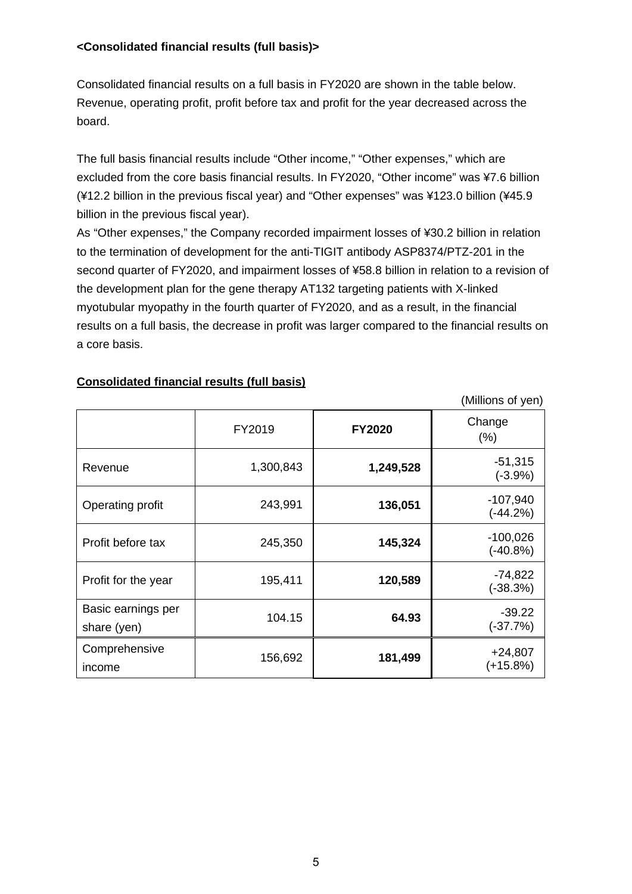**<Consolidated financial results (full basis)>**

Consolidated financial results on a full basis in FY2020 are shown in the table below. Revenue, operating profit, profit before tax and profit for the year decreased across the board.

The full basis financial results include "Other income," "Other expenses," which are excluded from the core basis financial results. In FY2020, "Other income" was ¥7.6 billion (¥12.2 billion in the previous fiscal year) and "Other expenses" was ¥123.0 billion (¥45.9 billion in the previous fiscal year).

As "Other expenses," the Company recorded impairment losses of ¥30.2 billion in relation to the termination of development for the anti-TIGIT antibody ASP8374/PTZ-201 in the second quarter of FY2020, and impairment losses of ¥58.8 billion in relation to a revision of the development plan for the gene therapy AT132 targeting patients with X-linked myotubular myopathy in the fourth quarter of FY2020, and as a result, in the financial results on a full basis, the decrease in profit was larger compared to the financial results on a core basis.

**Consolidated financial results (full basis)**

(Millions of yen)

| | FY2019 | **FY2020** | Change (%) |
|---|---|---|---|
| Revenue | 1,300,843 | **1,249,528** | -51,315 (-3.9%) |
| Operating profit | 243,991 | **136,051** | -107,940 (-44.2%) |
| Profit before tax | 245,350 | **145,324** | -100,026 (-40.8%) |
| Profit for the year | 195,411 | **120,589** | -74,822 (-38.3%) |
| Basic earnings per share (yen) | 104.15 | **64.93** | -39.22 (-37.7%) |
| Comprehensive income | 156,692 | **181,499** | +24,807 (+15.8%) |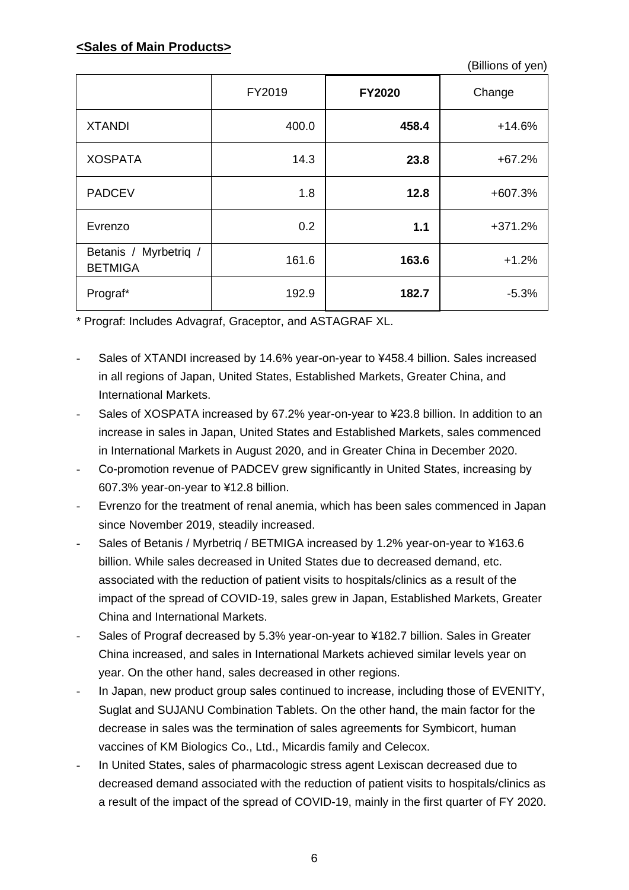**<Sales of Main Products>**

(Billions of yen)

| | FY2019 | **FY2020** | Change |
|---|---|---|---|
| XTANDI | 400.0 | **458.4** | +14.6% |
| XOSPATA | 14.3 | **23.8** | +67.2% |
| PADCEV | 1.8 | **12.8** | +607.3% |
| Evrenzo | 0.2 | **1.1** | +371.2% |
| Betanis / Myrbetriq / BETMIGA | 161.6 | **163.6** | +1.2% |
| Prograf* | 192.9 | **182.7** | -5.3% |

* Prograf: Includes Advagraf, Graceptor, and ASTAGRAF XL.

- Sales of XTANDI increased by 14.6% year-on-year to ¥458.4 billion. Sales increased in all regions of Japan, United States, Established Markets, Greater China, and International Markets.
- Sales of XOSPATA increased by 67.2% year-on-year to ¥23.8 billion. In addition to an increase in sales in Japan, United States and Established Markets, sales commenced in International Markets in August 2020, and in Greater China in December 2020.
- Co-promotion revenue of PADCEV grew significantly in United States, increasing by 607.3% year-on-year to ¥12.8 billion.
- Evrenzo for the treatment of renal anemia, which has been sales commenced in Japan since November 2019, steadily increased.
- Sales of Betanis / Myrbetriq / BETMIGA increased by 1.2% year-on-year to ¥163.6 billion. While sales decreased in United States due to decreased demand, etc. associated with the reduction of patient visits to hospitals/clinics as a result of the impact of the spread of COVID-19, sales grew in Japan, Established Markets, Greater China and International Markets.
- Sales of Prograf decreased by 5.3% year-on-year to ¥182.7 billion. Sales in Greater China increased, and sales in International Markets achieved similar levels year on year. On the other hand, sales decreased in other regions.
- In Japan, new product group sales continued to increase, including those of EVENITY, Suglat and SUJANU Combination Tablets. On the other hand, the main factor for the decrease in sales was the termination of sales agreements for Symbicort, human vaccines of KM Biologics Co., Ltd., Micardis family and Celecox.
- In United States, sales of pharmacologic stress agent Lexiscan decreased due to decreased demand associated with the reduction of patient visits to hospitals/clinics as a result of the impact of the spread of COVID-19, mainly in the first quarter of FY 2020.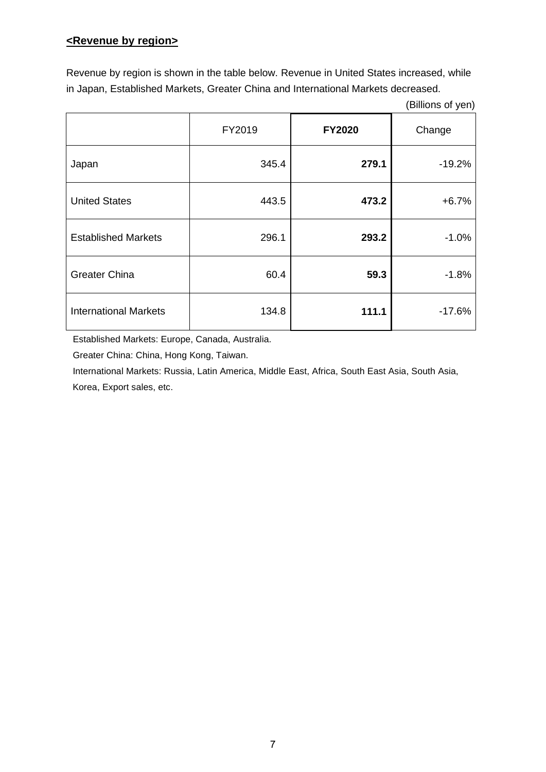**<Revenue by region>**

Revenue by region is shown in the table below. Revenue in United States increased, while in Japan, Established Markets, Greater China and International Markets decreased.

(Billions of yen)

| | FY2019 | **FY2020** | Change |
|---|---|---|---|
| Japan | 345.4 | **279.1** | -19.2% |
| United States | 443.5 | **473.2** | +6.7% |
| Established Markets | 296.1 | **293.2** | -1.0% |
| Greater China | 60.4 | **59.3** | -1.8% |
| International Markets | 134.8 | **111.1** | -17.6% |

Established Markets: Europe, Canada, Australia.

Greater China: China, Hong Kong, Taiwan.

International Markets: Russia, Latin America, Middle East, Africa, South East Asia, South Asia, Korea, Export sales, etc.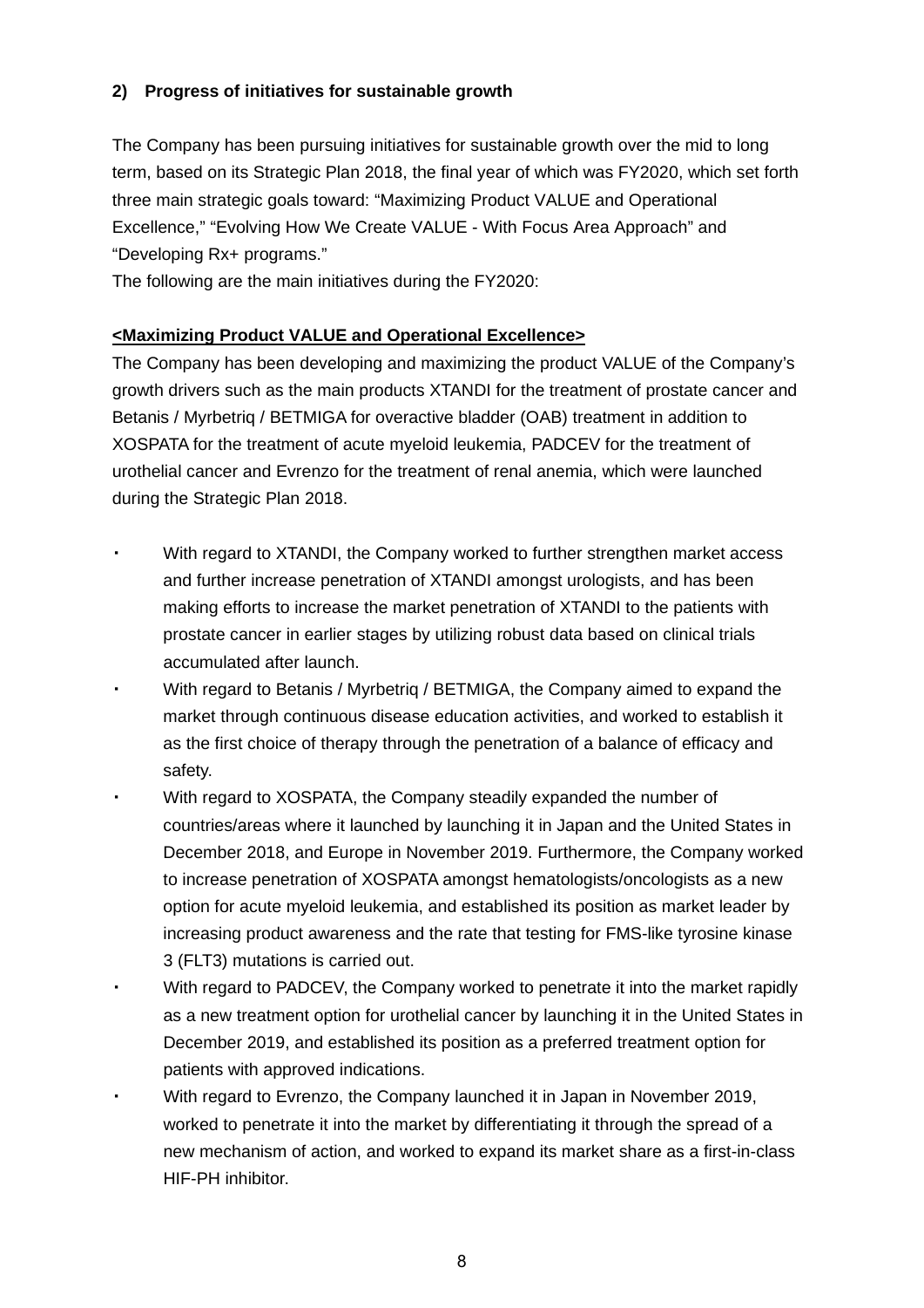### 2) Progress of initiatives for sustainable growth

The Company has been pursuing initiatives for sustainable growth over the mid to long term, based on its Strategic Plan 2018, the final year of which was FY2020, which set forth three main strategic goals toward: "Maximizing Product VALUE and Operational Excellence," "Evolving How We Create VALUE - With Focus Area Approach" and "Developing Rx+ programs."
The following are the main initiatives during the FY2020:

**<u><Maximizing Product VALUE and Operational Excellence></u>**

The Company has been developing and maximizing the product VALUE of the Company's growth drivers such as the main products XTANDI for the treatment of prostate cancer and Betanis / Myrbetriq / BETMIGA for overactive bladder (OAB) treatment in addition to XOSPATA for the treatment of acute myeloid leukemia, PADCEV for the treatment of urothelial cancer and Evrenzo for the treatment of renal anemia, which were launched during the Strategic Plan 2018.

- With regard to XTANDI, the Company worked to further strengthen market access and further increase penetration of XTANDI amongst urologists, and has been making efforts to increase the market penetration of XTANDI to the patients with prostate cancer in earlier stages by utilizing robust data based on clinical trials accumulated after launch.
- With regard to Betanis / Myrbetriq / BETMIGA, the Company aimed to expand the market through continuous disease education activities, and worked to establish it as the first choice of therapy through the penetration of a balance of efficacy and safety.
- With regard to XOSPATA, the Company steadily expanded the number of countries/areas where it launched by launching it in Japan and the United States in December 2018, and Europe in November 2019. Furthermore, the Company worked to increase penetration of XOSPATA amongst hematologists/oncologists as a new option for acute myeloid leukemia, and established its position as market leader by increasing product awareness and the rate that testing for FMS-like tyrosine kinase 3 (FLT3) mutations is carried out.
- With regard to PADCEV, the Company worked to penetrate it into the market rapidly as a new treatment option for urothelial cancer by launching it in the United States in December 2019, and established its position as a preferred treatment option for patients with approved indications.
- With regard to Evrenzo, the Company launched it in Japan in November 2019, worked to penetrate it into the market by differentiating it through the spread of a new mechanism of action, and worked to expand its market share as a first-in-class HIF-PH inhibitor.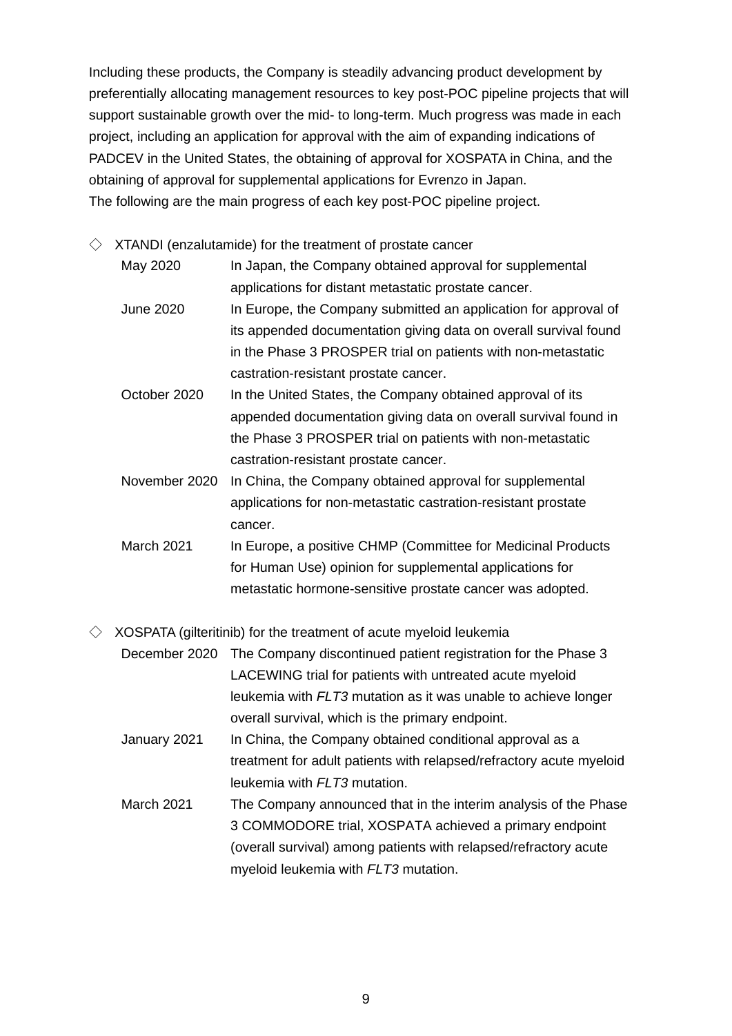Including these products, the Company is steadily advancing product development by preferentially allocating management resources to key post-POC pipeline projects that will support sustainable growth over the mid- to long-term. Much progress was made in each project, including an application for approval with the aim of expanding indications of PADCEV in the United States, the obtaining of approval for XOSPATA in China, and the obtaining of approval for supplemental applications for Evrenzo in Japan.
The following are the main progress of each key post-POC pipeline project.

◇ XTANDI (enzalutamide) for the treatment of prostate cancer

| | |
|---|---|
| May 2020 | In Japan, the Company obtained approval for supplemental applications for distant metastatic prostate cancer. |
| June 2020 | In Europe, the Company submitted an application for approval of its appended documentation giving data on overall survival found in the Phase 3 PROSPER trial on patients with non-metastatic castration-resistant prostate cancer. |
| October 2020 | In the United States, the Company obtained approval of its appended documentation giving data on overall survival found in the Phase 3 PROSPER trial on patients with non-metastatic castration-resistant prostate cancer. |
| November 2020 | In China, the Company obtained approval for supplemental applications for non-metastatic castration-resistant prostate cancer. |
| March 2021 | In Europe, a positive CHMP (Committee for Medicinal Products for Human Use) opinion for supplemental applications for metastatic hormone-sensitive prostate cancer was adopted. |

◇ XOSPATA (gilteritinib) for the treatment of acute myeloid leukemia

| | |
|---|---|
| December 2020 | The Company discontinued patient registration for the Phase 3 LACEWING trial for patients with untreated acute myeloid leukemia with *FLT3* mutation as it was unable to achieve longer overall survival, which is the primary endpoint. |
| January 2021 | In China, the Company obtained conditional approval as a treatment for adult patients with relapsed/refractory acute myeloid leukemia with *FLT3* mutation. |
| March 2021 | The Company announced that in the interim analysis of the Phase 3 COMMODORE trial, XOSPATA achieved a primary endpoint (overall survival) among patients with relapsed/refractory acute myeloid leukemia with *FLT3* mutation. |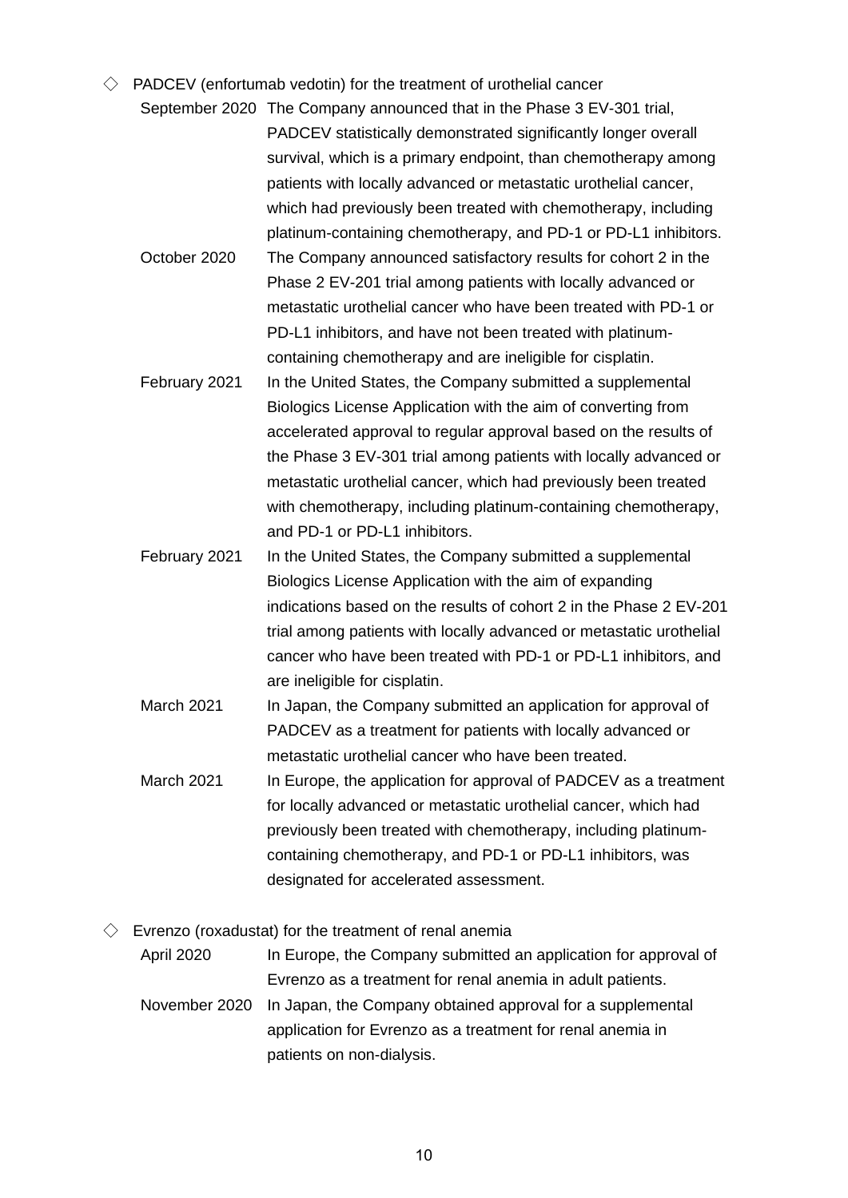◇ PADCEV (enfortumab vedotin) for the treatment of urothelial cancer

| | |
|---|---|
| September 2020 | The Company announced that in the Phase 3 EV-301 trial, PADCEV statistically demonstrated significantly longer overall survival, which is a primary endpoint, than chemotherapy among patients with locally advanced or metastatic urothelial cancer, which had previously been treated with chemotherapy, including platinum-containing chemotherapy, and PD-1 or PD-L1 inhibitors. |
| October 2020 | The Company announced satisfactory results for cohort 2 in the Phase 2 EV-201 trial among patients with locally advanced or metastatic urothelial cancer who have been treated with PD-1 or PD-L1 inhibitors, and have not been treated with platinum-containing chemotherapy and are ineligible for cisplatin. |
| February 2021 | In the United States, the Company submitted a supplemental Biologics License Application with the aim of converting from accelerated approval to regular approval based on the results of the Phase 3 EV-301 trial among patients with locally advanced or metastatic urothelial cancer, which had previously been treated with chemotherapy, including platinum-containing chemotherapy, and PD-1 or PD-L1 inhibitors. |
| February 2021 | In the United States, the Company submitted a supplemental Biologics License Application with the aim of expanding indications based on the results of cohort 2 in the Phase 2 EV-201 trial among patients with locally advanced or metastatic urothelial cancer who have been treated with PD-1 or PD-L1 inhibitors, and are ineligible for cisplatin. |
| March 2021 | In Japan, the Company submitted an application for approval of PADCEV as a treatment for patients with locally advanced or metastatic urothelial cancer who have been treated. |
| March 2021 | In Europe, the application for approval of PADCEV as a treatment for locally advanced or metastatic urothelial cancer, which had previously been treated with chemotherapy, including platinum-containing chemotherapy, and PD-1 or PD-L1 inhibitors, was designated for accelerated assessment. |

◇ Evrenzo (roxadustat) for the treatment of renal anemia

| | |
|---|---|
| April 2020 | In Europe, the Company submitted an application for approval of Evrenzo as a treatment for renal anemia in adult patients. |
| November 2020 | In Japan, the Company obtained approval for a supplemental application for Evrenzo as a treatment for renal anemia in patients on non-dialysis. |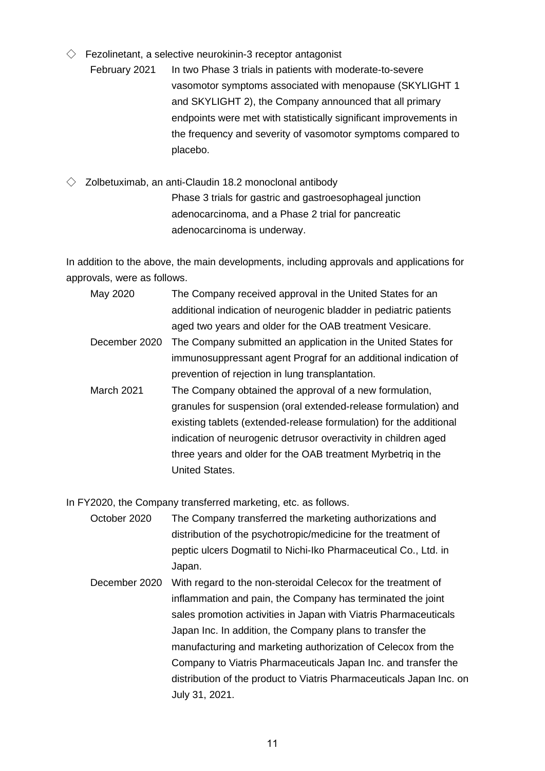◇ Fezolinetant, a selective neurokinin-3 receptor antagonist

| | |
|---|---|
| February 2021 | In two Phase 3 trials in patients with moderate-to-severe vasomotor symptoms associated with menopause (SKYLIGHT 1 and SKYLIGHT 2), the Company announced that all primary endpoints were met with statistically significant improvements in the frequency and severity of vasomotor symptoms compared to placebo. |

◇ Zolbetuximab, an anti-Claudin 18.2 monoclonal antibody

Phase 3 trials for gastric and gastroesophageal junction adenocarcinoma, and a Phase 2 trial for pancreatic adenocarcinoma is underway.

In addition to the above, the main developments, including approvals and applications for approvals, were as follows.

| | |
|---|---|
| May 2020 | The Company received approval in the United States for an additional indication of neurogenic bladder in pediatric patients aged two years and older for the OAB treatment Vesicare. |
| December 2020 | The Company submitted an application in the United States for immunosuppressant agent Prograf for an additional indication of prevention of rejection in lung transplantation. |
| March 2021 | The Company obtained the approval of a new formulation, granules for suspension (oral extended-release formulation) and existing tablets (extended-release formulation) for the additional indication of neurogenic detrusor overactivity in children aged three years and older for the OAB treatment Myrbetriq in the United States. |

In FY2020, the Company transferred marketing, etc. as follows.

| | |
|---|---|
| October 2020 | The Company transferred the marketing authorizations and distribution of the psychotropic/medicine for the treatment of peptic ulcers Dogmatil to Nichi-Iko Pharmaceutical Co., Ltd. in Japan. |
| December 2020 | With regard to the non-steroidal Celecox for the treatment of inflammation and pain, the Company has terminated the joint sales promotion activities in Japan with Viatris Pharmaceuticals Japan Inc. In addition, the Company plans to transfer the manufacturing and marketing authorization of Celecox from the Company to Viatris Pharmaceuticals Japan Inc. and transfer the distribution of the product to Viatris Pharmaceuticals Japan Inc. on July 31, 2021. |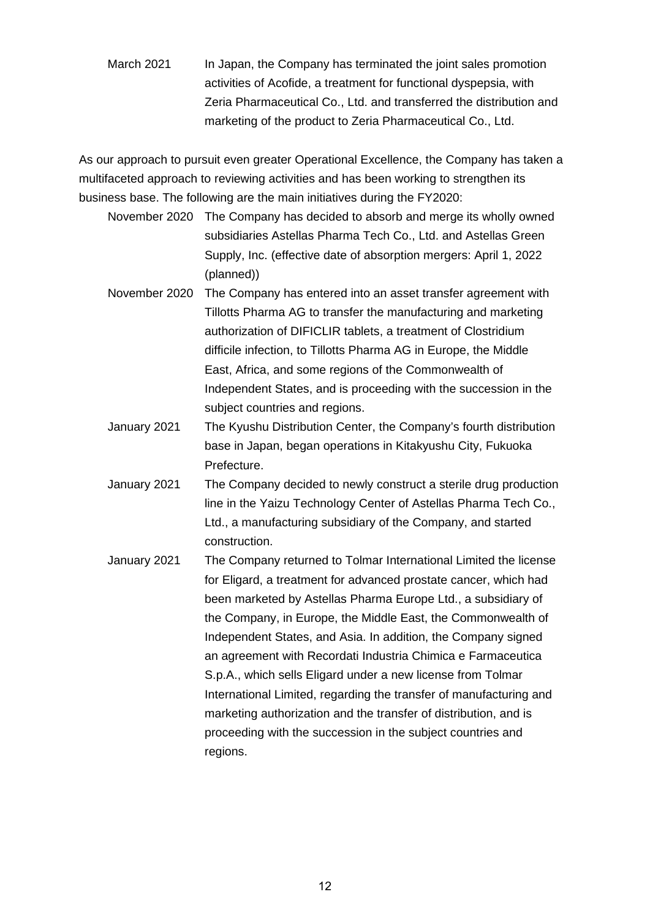March 2021 In Japan, the Company has terminated the joint sales promotion activities of Acofide, a treatment for functional dyspepsia, with Zeria Pharmaceutical Co., Ltd. and transferred the distribution and marketing of the product to Zeria Pharmaceutical Co., Ltd.

As our approach to pursuit even greater Operational Excellence, the Company has taken a multifaceted approach to reviewing activities and has been working to strengthen its business base. The following are the main initiatives during the FY2020:

November 2020 The Company has decided to absorb and merge its wholly owned subsidiaries Astellas Pharma Tech Co., Ltd. and Astellas Green Supply, Inc. (effective date of absorption mergers: April 1, 2022 (planned))

November 2020 The Company has entered into an asset transfer agreement with Tillotts Pharma AG to transfer the manufacturing and marketing authorization of DIFICLIR tablets, a treatment of Clostridium difficile infection, to Tillotts Pharma AG in Europe, the Middle East, Africa, and some regions of the Commonwealth of Independent States, and is proceeding with the succession in the subject countries and regions.

January 2021 The Kyushu Distribution Center, the Company's fourth distribution base in Japan, began operations in Kitakyushu City, Fukuoka Prefecture.

January 2021 The Company decided to newly construct a sterile drug production line in the Yaizu Technology Center of Astellas Pharma Tech Co., Ltd., a manufacturing subsidiary of the Company, and started construction.

January 2021 The Company returned to Tolmar International Limited the license for Eligard, a treatment for advanced prostate cancer, which had been marketed by Astellas Pharma Europe Ltd., a subsidiary of the Company, in Europe, the Middle East, the Commonwealth of Independent States, and Asia. In addition, the Company signed an agreement with Recordati Industria Chimica e Farmaceutica S.p.A., which sells Eligard under a new license from Tolmar International Limited, regarding the transfer of manufacturing and marketing authorization and the transfer of distribution, and is proceeding with the succession in the subject countries and regions.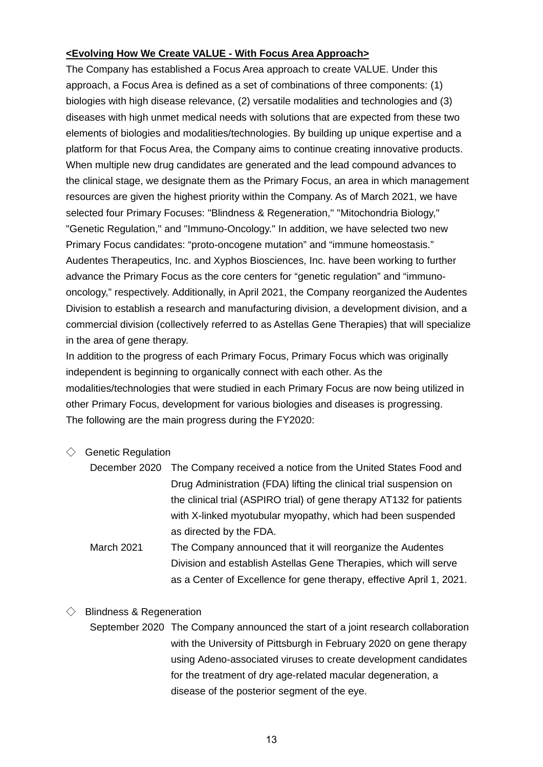**<u><Evolving How We Create VALUE - With Focus Area Approach></u>**

The Company has established a Focus Area approach to create VALUE. Under this approach, a Focus Area is defined as a set of combinations of three components: (1) biologies with high disease relevance, (2) versatile modalities and technologies and (3) diseases with high unmet medical needs with solutions that are expected from these two elements of biologies and modalities/technologies. By building up unique expertise and a platform for that Focus Area, the Company aims to continue creating innovative products. When multiple new drug candidates are generated and the lead compound advances to the clinical stage, we designate them as the Primary Focus, an area in which management resources are given the highest priority within the Company. As of March 2021, we have selected four Primary Focuses: "Blindness & Regeneration," "Mitochondria Biology," "Genetic Regulation," and "Immuno-Oncology." In addition, we have selected two new Primary Focus candidates: "proto-oncogene mutation" and "immune homeostasis." Audentes Therapeutics, Inc. and Xyphos Biosciences, Inc. have been working to further advance the Primary Focus as the core centers for "genetic regulation" and "immuno-oncology," respectively. Additionally, in April 2021, the Company reorganized the Audentes Division to establish a research and manufacturing division, a development division, and a commercial division (collectively referred to as Astellas Gene Therapies) that will specialize in the area of gene therapy.

In addition to the progress of each Primary Focus, Primary Focus which was originally independent is beginning to organically connect with each other. As the modalities/technologies that were studied in each Primary Focus are now being utilized in other Primary Focus, development for various biologies and diseases is progressing.

The following are the main progress during the FY2020:

◇ Genetic Regulation

| | |
|---|---|
| December 2020 | The Company received a notice from the United States Food and Drug Administration (FDA) lifting the clinical trial suspension on the clinical trial (ASPIRO trial) of gene therapy AT132 for patients with X-linked myotubular myopathy, which had been suspended as directed by the FDA. |
| March 2021 | The Company announced that it will reorganize the Audentes Division and establish Astellas Gene Therapies, which will serve as a Center of Excellence for gene therapy, effective April 1, 2021. |

◇ Blindness & Regeneration

| | |
|---|---|
| September 2020 | The Company announced the start of a joint research collaboration with the University of Pittsburgh in February 2020 on gene therapy using Adeno-associated viruses to create development candidates for the treatment of dry age-related macular degeneration, a disease of the posterior segment of the eye. |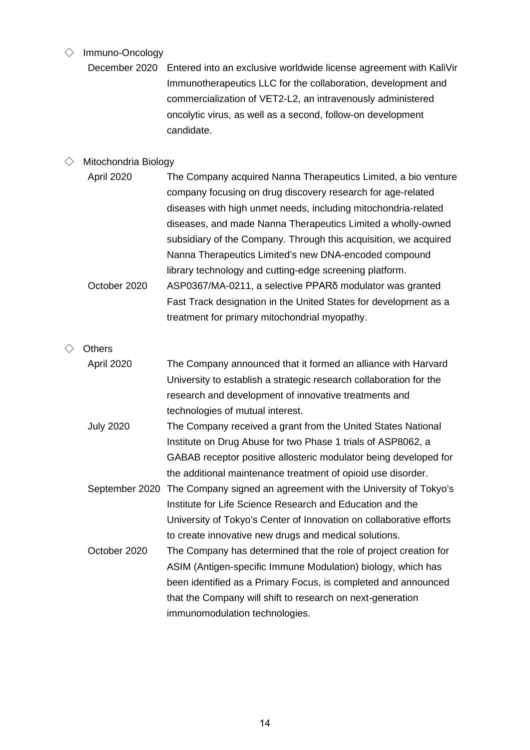◇ Immuno-Oncology

| | |
|---|---|
| December 2020 | Entered into an exclusive worldwide license agreement with KaliVir Immunotherapeutics LLC for the collaboration, development and commercialization of VET2-L2, an intravenously administered oncolytic virus, as well as a second, follow-on development candidate. |

◇ Mitochondria Biology

| | |
|---|---|
| April 2020 | The Company acquired Nanna Therapeutics Limited, a bio venture company focusing on drug discovery research for age-related diseases with high unmet needs, including mitochondria-related diseases, and made Nanna Therapeutics Limited a wholly-owned subsidiary of the Company. Through this acquisition, we acquired Nanna Therapeutics Limited's new DNA-encoded compound library technology and cutting-edge screening platform. |
| October 2020 | ASP0367/MA-0211, a selective PPARδ modulator was granted Fast Track designation in the United States for development as a treatment for primary mitochondrial myopathy. |

◇ Others

| | |
|---|---|
| April 2020 | The Company announced that it formed an alliance with Harvard University to establish a strategic research collaboration for the research and development of innovative treatments and technologies of mutual interest. |
| July 2020 | The Company received a grant from the United States National Institute on Drug Abuse for two Phase 1 trials of ASP8062, a GABAB receptor positive allosteric modulator being developed for the additional maintenance treatment of opioid use disorder. |
| September 2020 | The Company signed an agreement with the University of Tokyo's Institute for Life Science Research and Education and the University of Tokyo's Center of Innovation on collaborative efforts to create innovative new drugs and medical solutions. |
| October 2020 | The Company has determined that the role of project creation for ASIM (Antigen-specific Immune Modulation) biology, which has been identified as a Primary Focus, is completed and announced that the Company will shift to research on next-generation immunomodulation technologies. |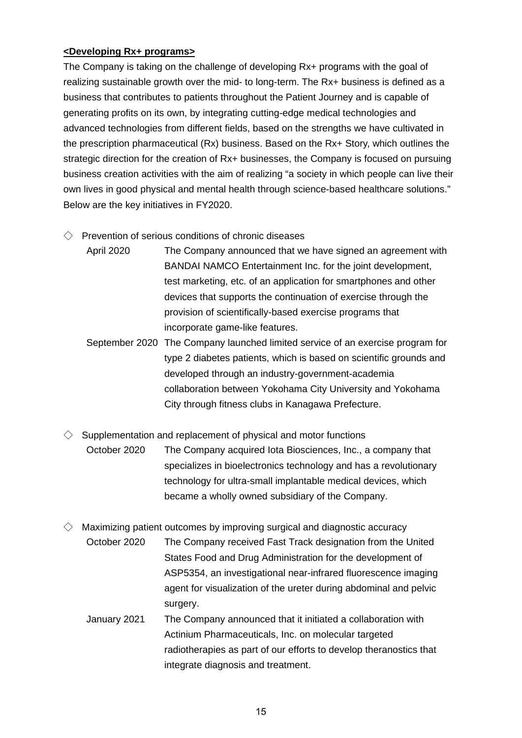**<u>&lt;Developing Rx+ programs&gt;</u>**

The Company is taking on the challenge of developing Rx+ programs with the goal of realizing sustainable growth over the mid- to long-term. The Rx+ business is defined as a business that contributes to patients throughout the Patient Journey and is capable of generating profits on its own, by integrating cutting-edge medical technologies and advanced technologies from different fields, based on the strengths we have cultivated in the prescription pharmaceutical (Rx) business. Based on the Rx+ Story, which outlines the strategic direction for the creation of Rx+ businesses, the Company is focused on pursuing business creation activities with the aim of realizing "a society in which people can live their own lives in good physical and mental health through science-based healthcare solutions." Below are the key initiatives in FY2020.

◇ Prevention of serious conditions of chronic diseases

| | |
|---|---|
| April 2020 | The Company announced that we have signed an agreement with BANDAI NAMCO Entertainment Inc. for the joint development, test marketing, etc. of an application for smartphones and other devices that supports the continuation of exercise through the provision of scientifically-based exercise programs that incorporate game-like features. |
| September 2020 | The Company launched limited service of an exercise program for type 2 diabetes patients, which is based on scientific grounds and developed through an industry-government-academia collaboration between Yokohama City University and Yokohama City through fitness clubs in Kanagawa Prefecture. |

◇ Supplementation and replacement of physical and motor functions

| | |
|---|---|
| October 2020 | The Company acquired Iota Biosciences, Inc., a company that specializes in bioelectronics technology and has a revolutionary technology for ultra-small implantable medical devices, which became a wholly owned subsidiary of the Company. |

◇ Maximizing patient outcomes by improving surgical and diagnostic accuracy

| | |
|---|---|
| October 2020 | The Company received Fast Track designation from the United States Food and Drug Administration for the development of ASP5354, an investigational near-infrared fluorescence imaging agent for visualization of the ureter during abdominal and pelvic surgery. |
| January 2021 | The Company announced that it initiated a collaboration with Actinium Pharmaceuticals, Inc. on molecular targeted radiotherapies as part of our efforts to develop theranostics that integrate diagnosis and treatment. |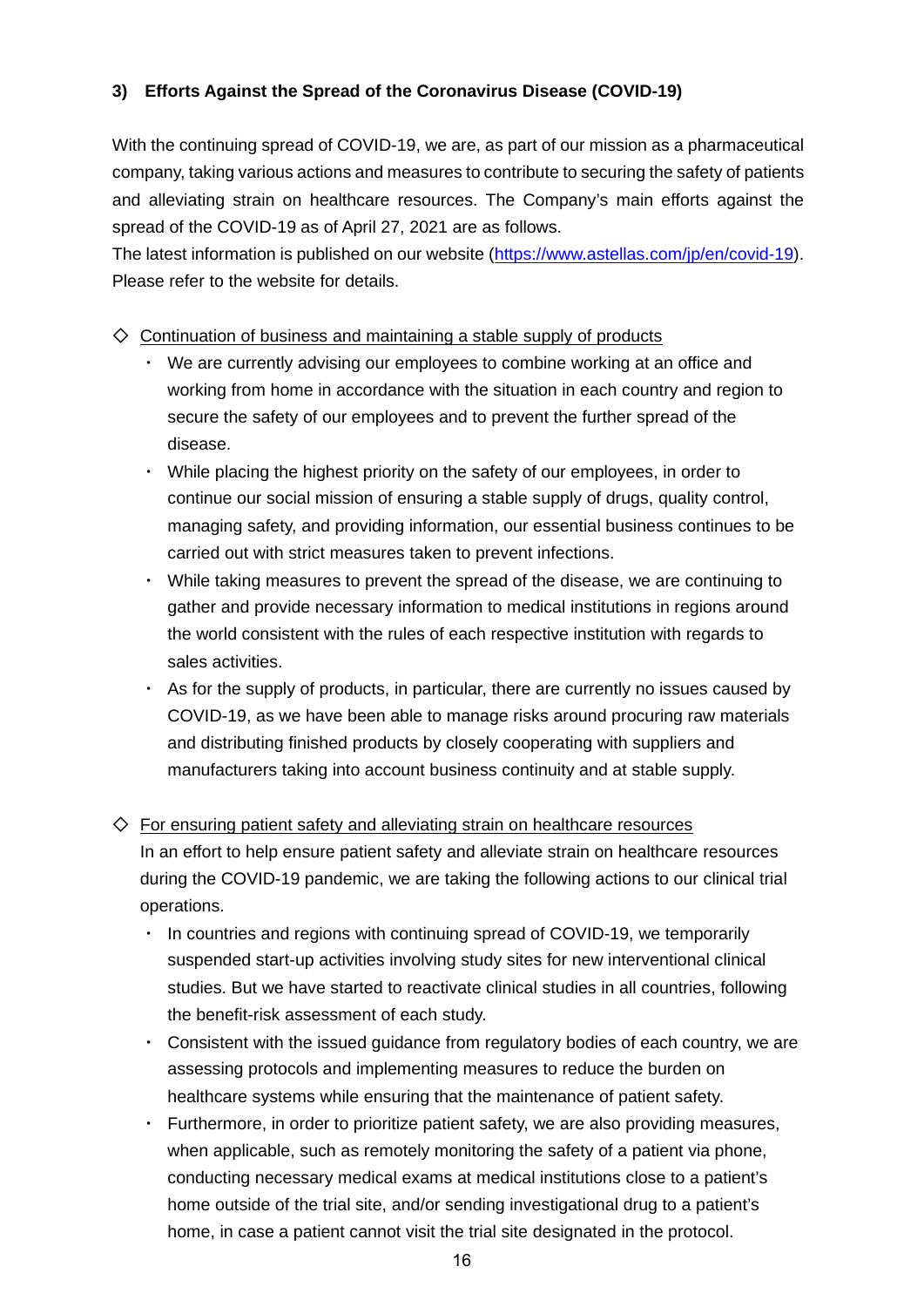### 3) Efforts Against the Spread of the Coronavirus Disease (COVID-19)

With the continuing spread of COVID-19, we are, as part of our mission as a pharmaceutical company, taking various actions and measures to contribute to securing the safety of patients and alleviating strain on healthcare resources. The Company's main efforts against the spread of the COVID-19 as of April 27, 2021 are as follows.
The latest information is published on our website (https://www.astellas.com/jp/en/covid-19). Please refer to the website for details.

◇ Continuation of business and maintaining a stable supply of products

- We are currently advising our employees to combine working at an office and working from home in accordance with the situation in each country and region to secure the safety of our employees and to prevent the further spread of the disease.
- While placing the highest priority on the safety of our employees, in order to continue our social mission of ensuring a stable supply of drugs, quality control, managing safety, and providing information, our essential business continues to be carried out with strict measures taken to prevent infections.
- While taking measures to prevent the spread of the disease, we are continuing to gather and provide necessary information to medical institutions in regions around the world consistent with the rules of each respective institution with regards to sales activities.
- As for the supply of products, in particular, there are currently no issues caused by COVID-19, as we have been able to manage risks around procuring raw materials and distributing finished products by closely cooperating with suppliers and manufacturers taking into account business continuity and at stable supply.

◇ For ensuring patient safety and alleviating strain on healthcare resources

In an effort to help ensure patient safety and alleviate strain on healthcare resources during the COVID-19 pandemic, we are taking the following actions to our clinical trial operations.

- In countries and regions with continuing spread of COVID-19, we temporarily suspended start-up activities involving study sites for new interventional clinical studies. But we have started to reactivate clinical studies in all countries, following the benefit-risk assessment of each study.
- Consistent with the issued guidance from regulatory bodies of each country, we are assessing protocols and implementing measures to reduce the burden on healthcare systems while ensuring that the maintenance of patient safety.
- Furthermore, in order to prioritize patient safety, we are also providing measures, when applicable, such as remotely monitoring the safety of a patient via phone, conducting necessary medical exams at medical institutions close to a patient's home outside of the trial site, and/or sending investigational drug to a patient's home, in case a patient cannot visit the trial site designated in the protocol.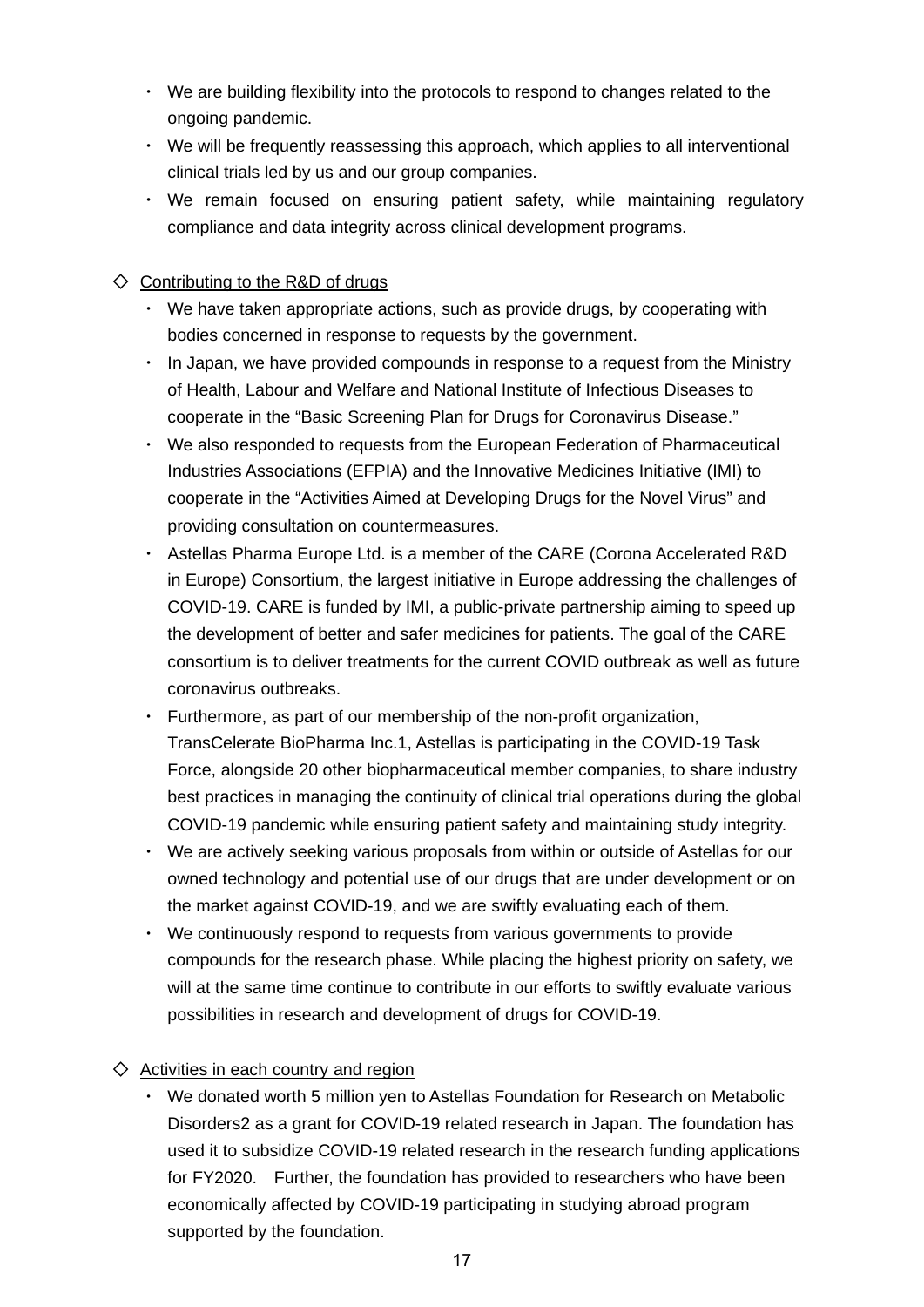- We are building flexibility into the protocols to respond to changes related to the ongoing pandemic.
- We will be frequently reassessing this approach, which applies to all interventional clinical trials led by us and our group companies.
- We remain focused on ensuring patient safety, while maintaining regulatory compliance and data integrity across clinical development programs.

◇ Contributing to the R&D of drugs

- We have taken appropriate actions, such as provide drugs, by cooperating with bodies concerned in response to requests by the government.
- In Japan, we have provided compounds in response to a request from the Ministry of Health, Labour and Welfare and National Institute of Infectious Diseases to cooperate in the “Basic Screening Plan for Drugs for Coronavirus Disease.”
- We also responded to requests from the European Federation of Pharmaceutical Industries Associations (EFPIA) and the Innovative Medicines Initiative (IMI) to cooperate in the “Activities Aimed at Developing Drugs for the Novel Virus” and providing consultation on countermeasures.
- Astellas Pharma Europe Ltd. is a member of the CARE (Corona Accelerated R&D in Europe) Consortium, the largest initiative in Europe addressing the challenges of COVID-19. CARE is funded by IMI, a public-private partnership aiming to speed up the development of better and safer medicines for patients. The goal of the CARE consortium is to deliver treatments for the current COVID outbreak as well as future coronavirus outbreaks.
- Furthermore, as part of our membership of the non-profit organization, TransCelerate BioPharma Inc.[1], Astellas is participating in the COVID-19 Task Force, alongside 20 other biopharmaceutical member companies, to share industry best practices in managing the continuity of clinical trial operations during the global COVID-19 pandemic while ensuring patient safety and maintaining study integrity.
- We are actively seeking various proposals from within or outside of Astellas for our owned technology and potential use of our drugs that are under development or on the market against COVID-19, and we are swiftly evaluating each of them.
- We continuously respond to requests from various governments to provide compounds for the research phase. While placing the highest priority on safety, we will at the same time continue to contribute in our efforts to swiftly evaluate various possibilities in research and development of drugs for COVID-19.

◇ Activities in each country and region

- We donated worth 5 million yen to Astellas Foundation for Research on Metabolic Disorders[2] as a grant for COVID-19 related research in Japan. The foundation has used it to subsidize COVID-19 related research in the research funding applications for FY2020.　Further, the foundation has provided to researchers who have been economically affected by COVID-19 participating in studying abroad program supported by the foundation.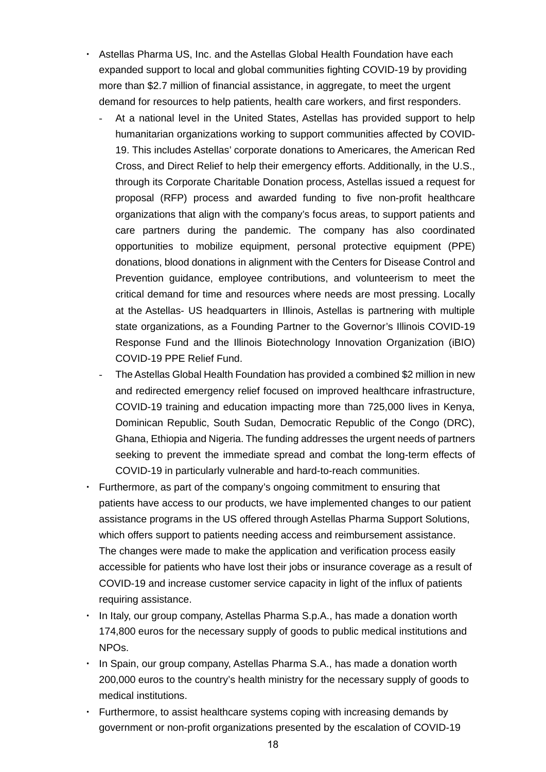- Astellas Pharma US, Inc. and the Astellas Global Health Foundation have each expanded support to local and global communities fighting COVID-19 by providing more than $2.7 million of financial assistance, in aggregate, to meet the urgent demand for resources to help patients, health care workers, and first responders.
  - At a national level in the United States, Astellas has provided support to help humanitarian organizations working to support communities affected by COVID-19. This includes Astellas' corporate donations to Americares, the American Red Cross, and Direct Relief to help their emergency efforts. Additionally, in the U.S., through its Corporate Charitable Donation process, Astellas issued a request for proposal (RFP) process and awarded funding to five non-profit healthcare organizations that align with the company's focus areas, to support patients and care partners during the pandemic. The company has also coordinated opportunities to mobilize equipment, personal protective equipment (PPE) donations, blood donations in alignment with the Centers for Disease Control and Prevention guidance, employee contributions, and volunteerism to meet the critical demand for time and resources where needs are most pressing. Locally at the Astellas- US headquarters in Illinois, Astellas is partnering with multiple state organizations, as a Founding Partner to the Governor's Illinois COVID-19 Response Fund and the Illinois Biotechnology Innovation Organization (iBIO) COVID-19 PPE Relief Fund.
  - The Astellas Global Health Foundation has provided a combined $2 million in new and redirected emergency relief focused on improved healthcare infrastructure, COVID-19 training and education impacting more than 725,000 lives in Kenya, Dominican Republic, South Sudan, Democratic Republic of the Congo (DRC), Ghana, Ethiopia and Nigeria. The funding addresses the urgent needs of partners seeking to prevent the immediate spread and combat the long-term effects of COVID-19 in particularly vulnerable and hard-to-reach communities.
- Furthermore, as part of the company's ongoing commitment to ensuring that patients have access to our products, we have implemented changes to our patient assistance programs in the US offered through Astellas Pharma Support Solutions, which offers support to patients needing access and reimbursement assistance. The changes were made to make the application and verification process easily accessible for patients who have lost their jobs or insurance coverage as a result of COVID-19 and increase customer service capacity in light of the influx of patients requiring assistance.
- In Italy, our group company, Astellas Pharma S.p.A., has made a donation worth 174,800 euros for the necessary supply of goods to public medical institutions and NPOs.
- In Spain, our group company, Astellas Pharma S.A., has made a donation worth 200,000 euros to the country's health ministry for the necessary supply of goods to medical institutions.
- Furthermore, to assist healthcare systems coping with increasing demands by government or non-profit organizations presented by the escalation of COVID-19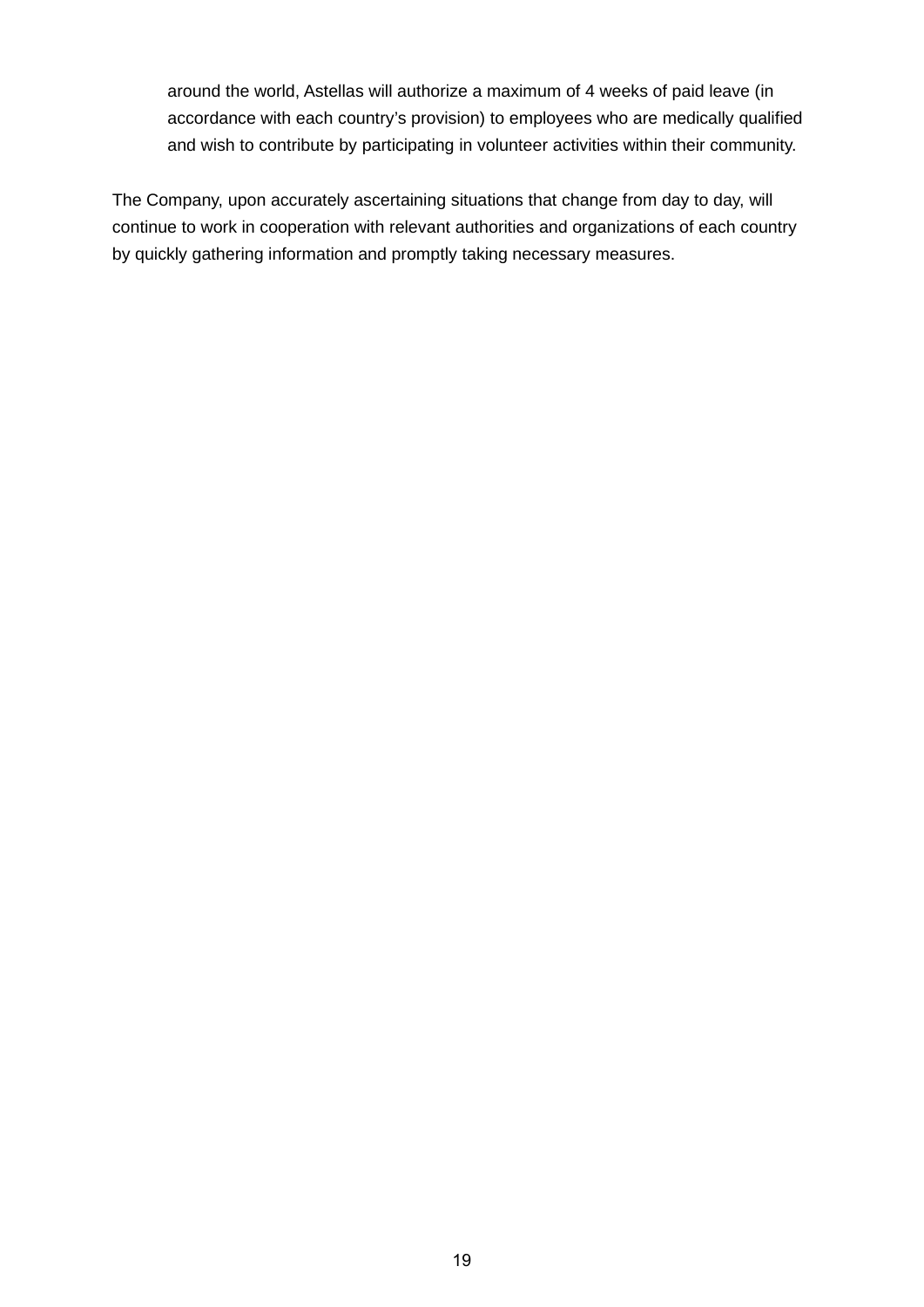around the world, Astellas will authorize a maximum of 4 weeks of paid leave (in accordance with each country's provision) to employees who are medically qualified and wish to contribute by participating in volunteer activities within their community.

The Company, upon accurately ascertaining situations that change from day to day, will continue to work in cooperation with relevant authorities and organizations of each country by quickly gathering information and promptly taking necessary measures.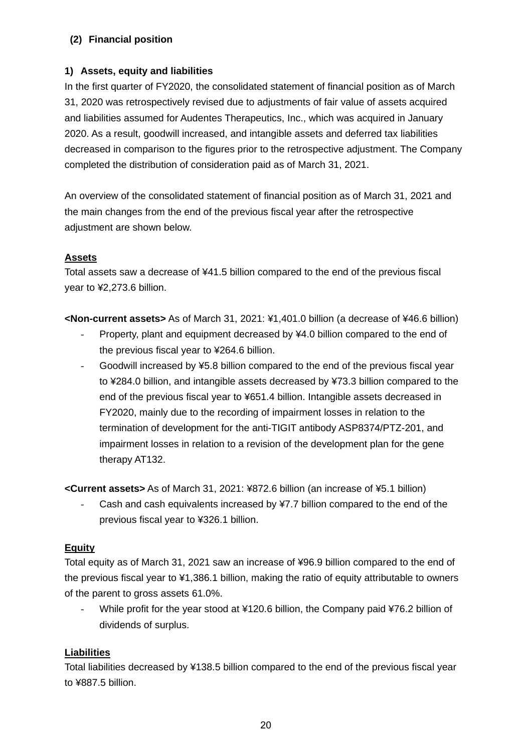## (2) Financial position

### 1) Assets, equity and liabilities

In the first quarter of FY2020, the consolidated statement of financial position as of March 31, 2020 was retrospectively revised due to adjustments of fair value of assets acquired and liabilities assumed for Audentes Therapeutics, Inc., which was acquired in January 2020. As a result, goodwill increased, and intangible assets and deferred tax liabilities decreased in comparison to the figures prior to the retrospective adjustment. The Company completed the distribution of consideration paid as of March 31, 2021.

An overview of the consolidated statement of financial position as of March 31, 2021 and the main changes from the end of the previous fiscal year after the retrospective adjustment are shown below.

**Assets**

Total assets saw a decrease of ¥41.5 billion compared to the end of the previous fiscal year to ¥2,273.6 billion.

**<Non-current assets>** As of March 31, 2021: ¥1,401.0 billion (a decrease of ¥46.6 billion)

- Property, plant and equipment decreased by ¥4.0 billion compared to the end of the previous fiscal year to ¥264.6 billion.
- Goodwill increased by ¥5.8 billion compared to the end of the previous fiscal year to ¥284.0 billion, and intangible assets decreased by ¥73.3 billion compared to the end of the previous fiscal year to ¥651.4 billion. Intangible assets decreased in FY2020, mainly due to the recording of impairment losses in relation to the termination of development for the anti-TIGIT antibody ASP8374/PTZ-201, and impairment losses in relation to a revision of the development plan for the gene therapy AT132.

**<Current assets>** As of March 31, 2021: ¥872.6 billion (an increase of ¥5.1 billion)

- Cash and cash equivalents increased by ¥7.7 billion compared to the end of the previous fiscal year to ¥326.1 billion.

**Equity**

Total equity as of March 31, 2021 saw an increase of ¥96.9 billion compared to the end of the previous fiscal year to ¥1,386.1 billion, making the ratio of equity attributable to owners of the parent to gross assets 61.0%.

- While profit for the year stood at ¥120.6 billion, the Company paid ¥76.2 billion of dividends of surplus.

**Liabilities**

Total liabilities decreased by ¥138.5 billion compared to the end of the previous fiscal year to ¥887.5 billion.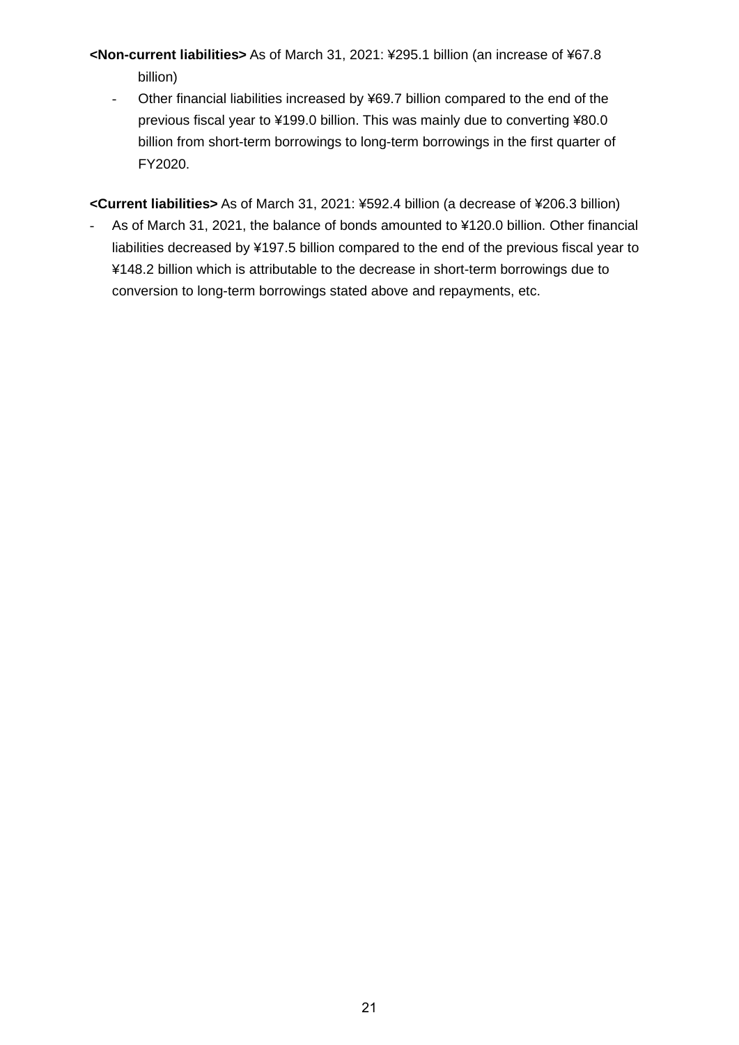**<Non-current liabilities>** As of March 31, 2021: ¥295.1 billion (an increase of ¥67.8 billion)

- Other financial liabilities increased by ¥69.7 billion compared to the end of the previous fiscal year to ¥199.0 billion. This was mainly due to converting ¥80.0 billion from short-term borrowings to long-term borrowings in the first quarter of FY2020.

**<Current liabilities>** As of March 31, 2021: ¥592.4 billion (a decrease of ¥206.3 billion)

- As of March 31, 2021, the balance of bonds amounted to ¥120.0 billion. Other financial liabilities decreased by ¥197.5 billion compared to the end of the previous fiscal year to ¥148.2 billion which is attributable to the decrease in short-term borrowings due to conversion to long-term borrowings stated above and repayments, etc.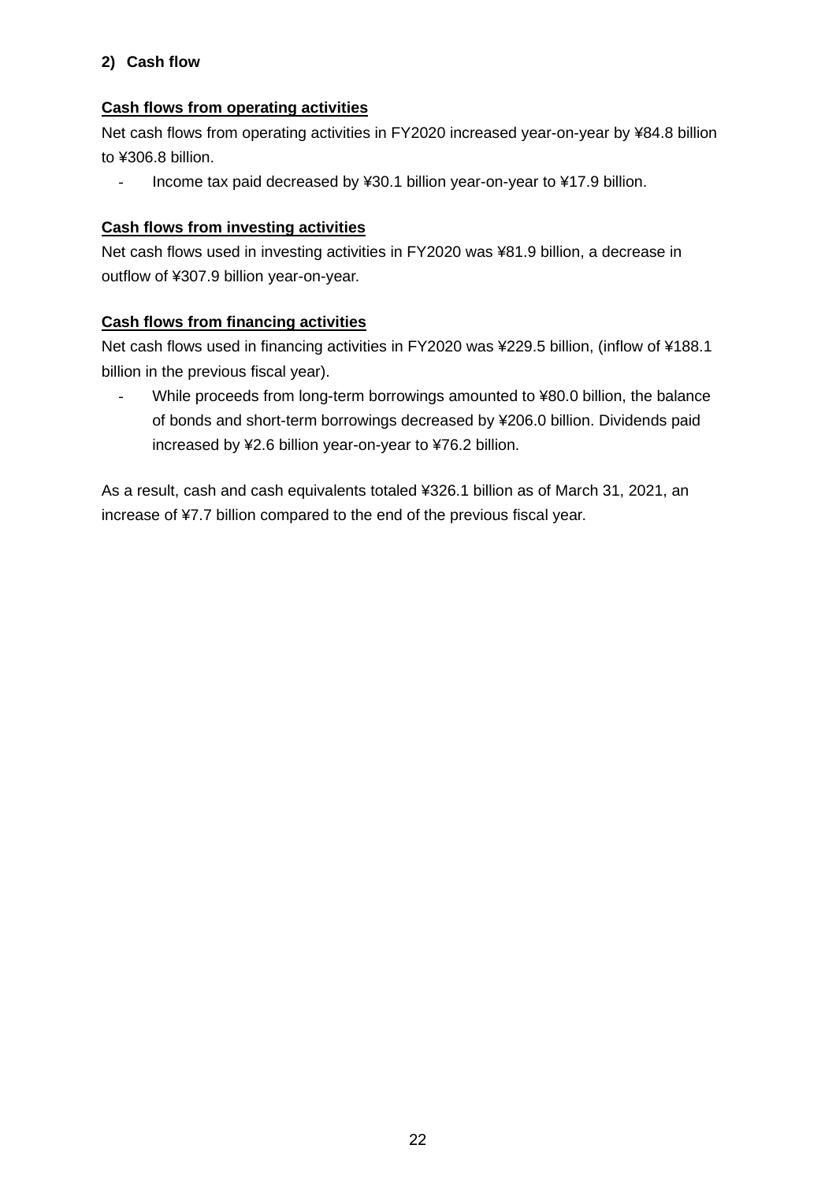## 2) Cash flow

**Cash flows from operating activities**

Net cash flows from operating activities in FY2020 increased year-on-year by ¥84.8 billion to ¥306.8 billion.

- Income tax paid decreased by ¥30.1 billion year-on-year to ¥17.9 billion.

**Cash flows from investing activities**

Net cash flows used in investing activities in FY2020 was ¥81.9 billion, a decrease in outflow of ¥307.9 billion year-on-year.

**Cash flows from financing activities**

Net cash flows used in financing activities in FY2020 was ¥229.5 billion, (inflow of ¥188.1 billion in the previous fiscal year).

- While proceeds from long-term borrowings amounted to ¥80.0 billion, the balance of bonds and short-term borrowings decreased by ¥206.0 billion. Dividends paid increased by ¥2.6 billion year-on-year to ¥76.2 billion.

As a result, cash and cash equivalents totaled ¥326.1 billion as of March 31, 2021, an increase of ¥7.7 billion compared to the end of the previous fiscal year.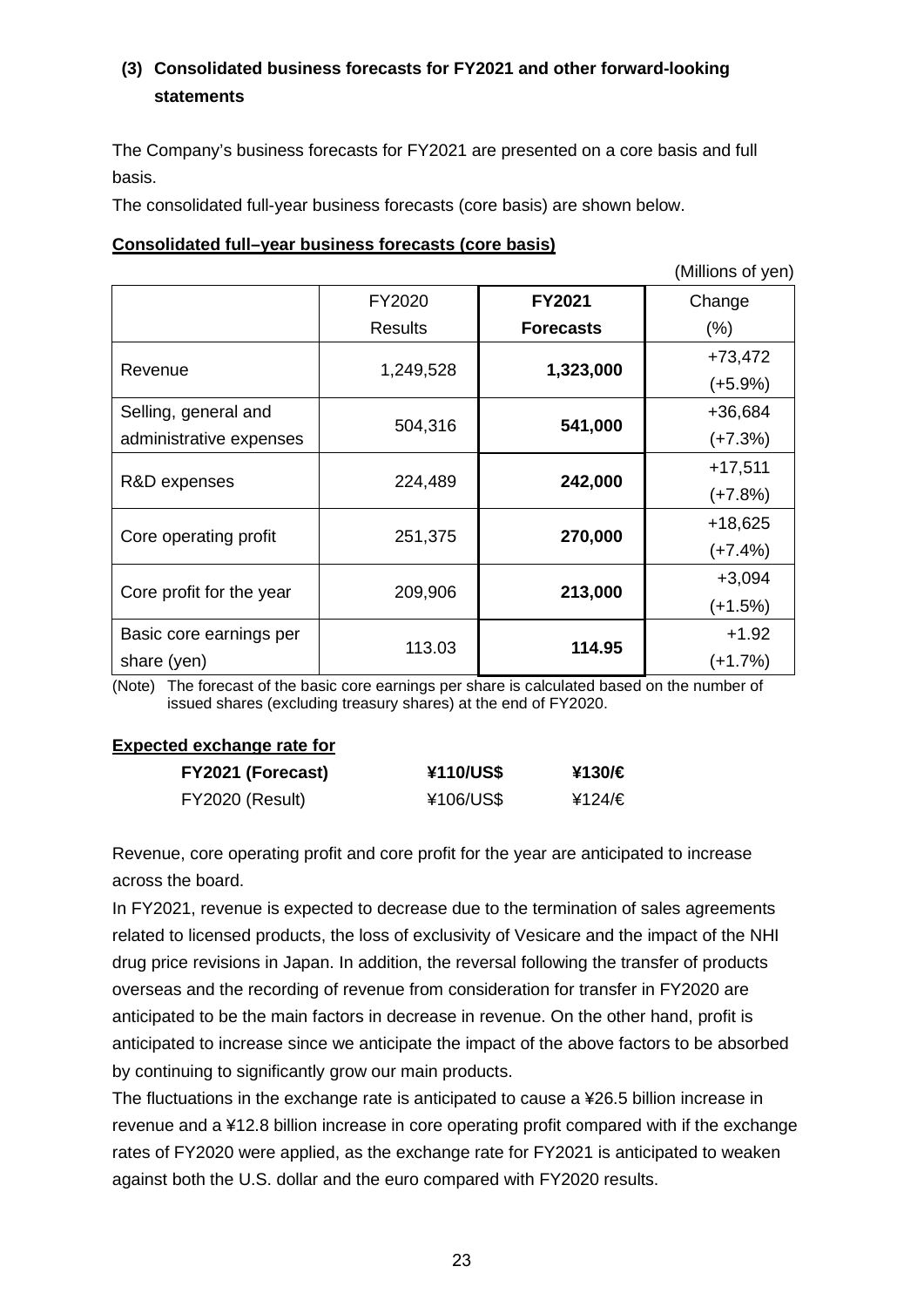### (3) Consolidated business forecasts for FY2021 and other forward-looking statements

The Company's business forecasts for FY2021 are presented on a core basis and full basis.

The consolidated full-year business forecasts (core basis) are shown below.

**Consolidated full–year business forecasts (core basis)**

(Millions of yen)

| | FY2020 Results | **FY2021 Forecasts** | Change (%) |
|---|---|---|---|
| Revenue | 1,249,528 | **1,323,000** | +73,472 (+5.9%) |
| Selling, general and administrative expenses | 504,316 | **541,000** | +36,684 (+7.3%) |
| R&D expenses | 224,489 | **242,000** | +17,511 (+7.8%) |
| Core operating profit | 251,375 | **270,000** | +18,625 (+7.4%) |
| Core profit for the year | 209,906 | **213,000** | +3,094 (+1.5%) |
| Basic core earnings per share (yen) | 113.03 | **114.95** | +1.92 (+1.7%) |

(Note) The forecast of the basic core earnings per share is calculated based on the number of issued shares (excluding treasury shares) at the end of FY2020.

**Expected exchange rate for**

| | | |
|---|---|---|
| **FY2021 (Forecast)** | **¥110/US$** | **¥130/€** |
| FY2020 (Result) | ¥106/US$ | ¥124/€ |

Revenue, core operating profit and core profit for the year are anticipated to increase across the board.

In FY2021, revenue is expected to decrease due to the termination of sales agreements related to licensed products, the loss of exclusivity of Vesicare and the impact of the NHI drug price revisions in Japan. In addition, the reversal following the transfer of products overseas and the recording of revenue from consideration for transfer in FY2020 are anticipated to be the main factors in decrease in revenue. On the other hand, profit is anticipated to increase since we anticipate the impact of the above factors to be absorbed by continuing to significantly grow our main products.

The fluctuations in the exchange rate is anticipated to cause a ¥26.5 billion increase in revenue and a ¥12.8 billion increase in core operating profit compared with if the exchange rates of FY2020 were applied, as the exchange rate for FY2021 is anticipated to weaken against both the U.S. dollar and the euro compared with FY2020 results.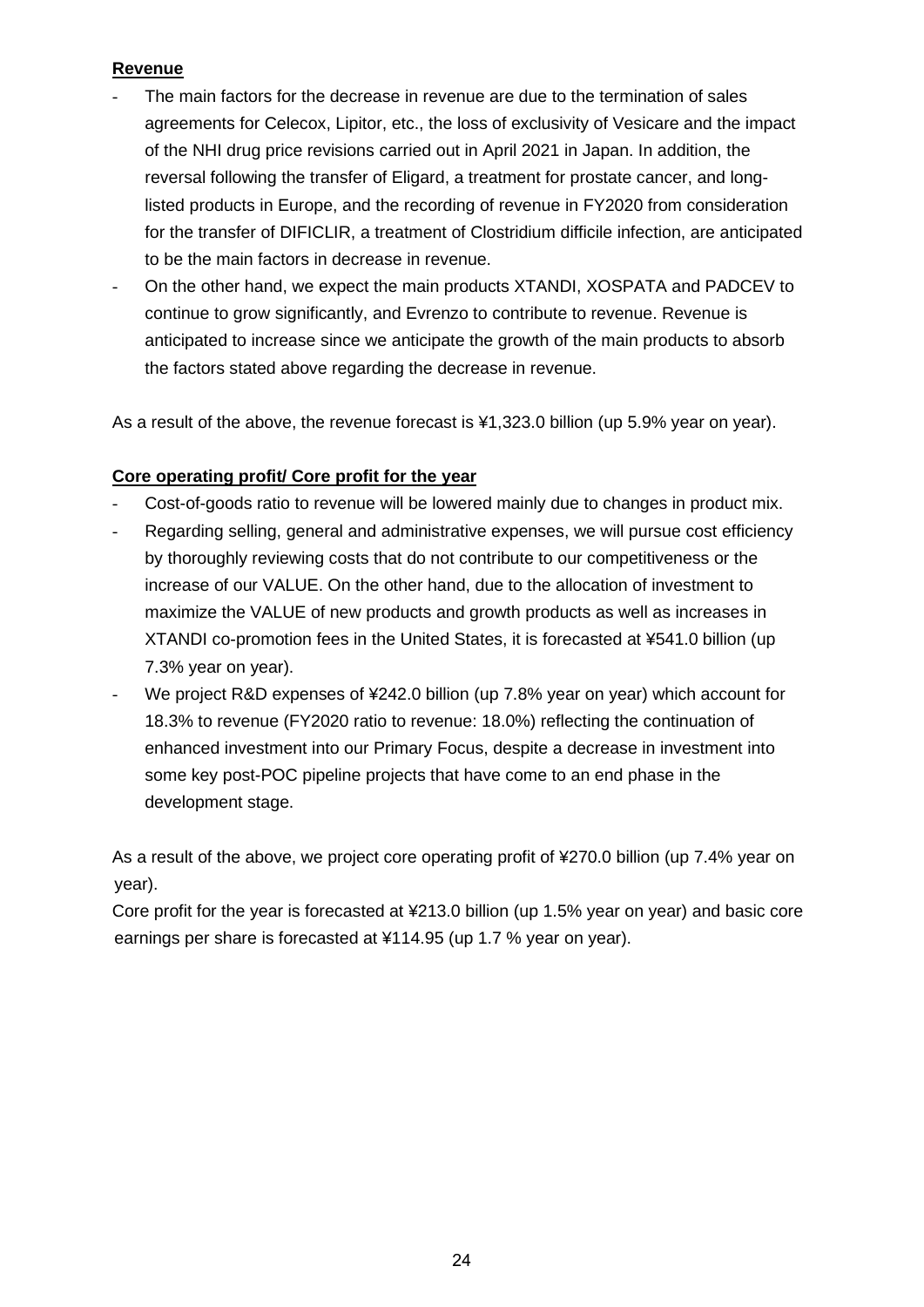**Revenue**

- The main factors for the decrease in revenue are due to the termination of sales agreements for Celecox, Lipitor, etc., the loss of exclusivity of Vesicare and the impact of the NHI drug price revisions carried out in April 2021 in Japan. In addition, the reversal following the transfer of Eligard, a treatment for prostate cancer, and long-listed products in Europe, and the recording of revenue in FY2020 from consideration for the transfer of DIFICLIR, a treatment of Clostridium difficile infection, are anticipated to be the main factors in decrease in revenue.
- On the other hand, we expect the main products XTANDI, XOSPATA and PADCEV to continue to grow significantly, and Evrenzo to contribute to revenue. Revenue is anticipated to increase since we anticipate the growth of the main products to absorb the factors stated above regarding the decrease in revenue.

As a result of the above, the revenue forecast is ¥1,323.0 billion (up 5.9% year on year).

**Core operating profit/ Core profit for the year**

- Cost-of-goods ratio to revenue will be lowered mainly due to changes in product mix.
- Regarding selling, general and administrative expenses, we will pursue cost efficiency by thoroughly reviewing costs that do not contribute to our competitiveness or the increase of our VALUE. On the other hand, due to the allocation of investment to maximize the VALUE of new products and growth products as well as increases in XTANDI co-promotion fees in the United States, it is forecasted at ¥541.0 billion (up 7.3% year on year).
- We project R&D expenses of ¥242.0 billion (up 7.8% year on year) which account for 18.3% to revenue (FY2020 ratio to revenue: 18.0%) reflecting the continuation of enhanced investment into our Primary Focus, despite a decrease in investment into some key post-POC pipeline projects that have come to an end phase in the development stage.

As a result of the above, we project core operating profit of ¥270.0 billion (up 7.4% year on year).

Core profit for the year is forecasted at ¥213.0 billion (up 1.5% year on year) and basic core earnings per share is forecasted at ¥114.95 (up 1.7 % year on year).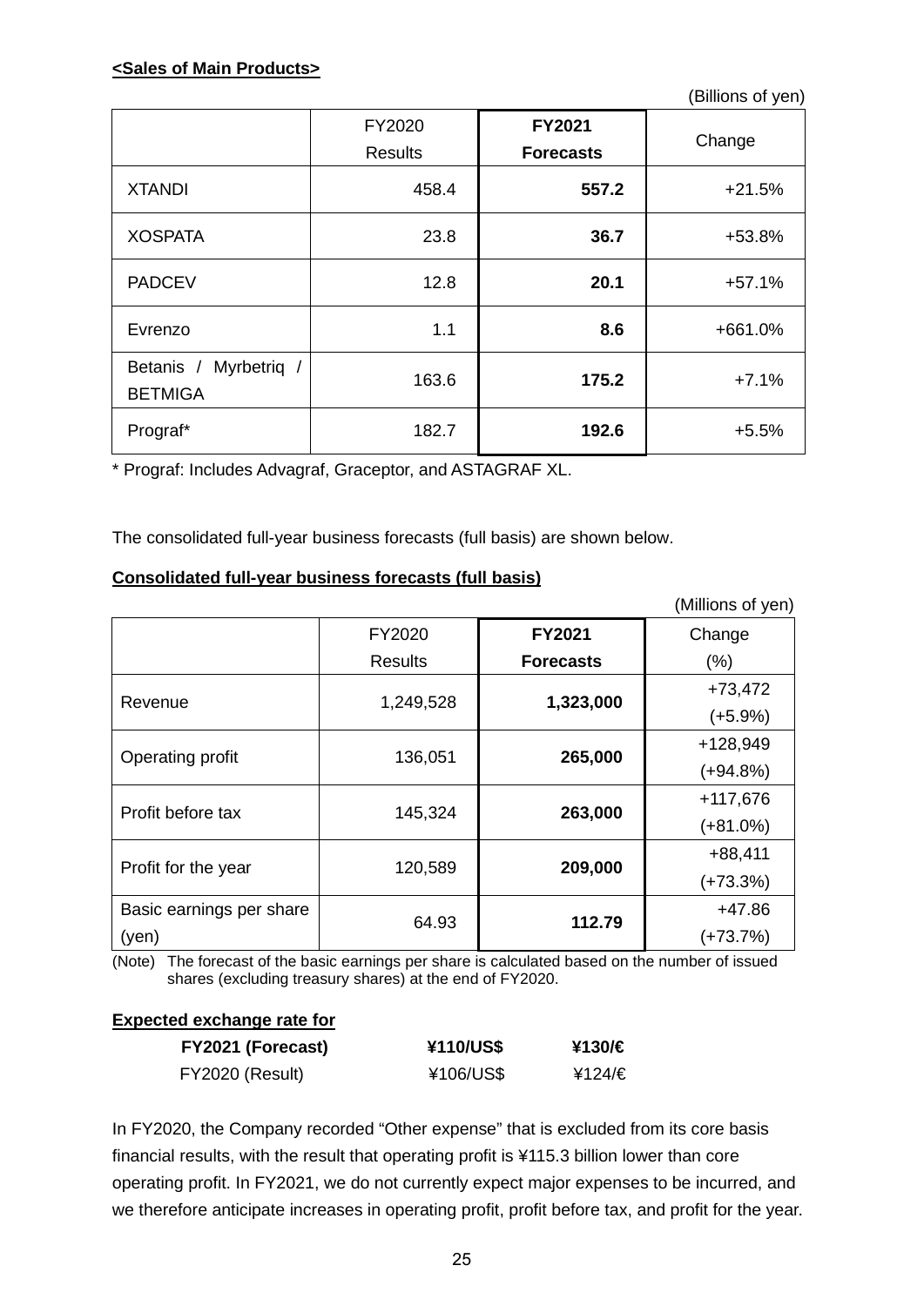**<Sales of Main Products>**

(Billions of yen)

| | FY2020 Results | **FY2021 Forecasts** | Change |
|---|---|---|---|
| XTANDI | 458.4 | **557.2** | +21.5% |
| XOSPATA | 23.8 | **36.7** | +53.8% |
| PADCEV | 12.8 | **20.1** | +57.1% |
| Evrenzo | 1.1 | **8.6** | +661.0% |
| Betanis / Myrbetriq / BETMIGA | 163.6 | **175.2** | +7.1% |
| Prograf* | 182.7 | **192.6** | +5.5% |

* Prograf: Includes Advagraf, Graceptor, and ASTAGRAF XL.

The consolidated full-year business forecasts (full basis) are shown below.

**Consolidated full-year business forecasts (full basis)**

(Millions of yen)

| | FY2020 Results | **FY2021 Forecasts** | Change (%) |
|---|---|---|---|
| Revenue | 1,249,528 | **1,323,000** | +73,472 (+5.9%) |
| Operating profit | 136,051 | **265,000** | +128,949 (+94.8%) |
| Profit before tax | 145,324 | **263,000** | +117,676 (+81.0%) |
| Profit for the year | 120,589 | **209,000** | +88,411 (+73.3%) |
| Basic earnings per share (yen) | 64.93 | **112.79** | +47.86 (+73.7%) |

(Note) The forecast of the basic earnings per share is calculated based on the number of issued shares (excluding treasury shares) at the end of FY2020.

**Expected exchange rate for**

| | | |
|---|---|---|
| **FY2021 (Forecast)** | **¥110/US$** | **¥130/€** |
| FY2020 (Result) | ¥106/US$ | ¥124/€ |

In FY2020, the Company recorded "Other expense" that is excluded from its core basis financial results, with the result that operating profit is ¥115.3 billion lower than core operating profit. In FY2021, we do not currently expect major expenses to be incurred, and we therefore anticipate increases in operating profit, profit before tax, and profit for the year.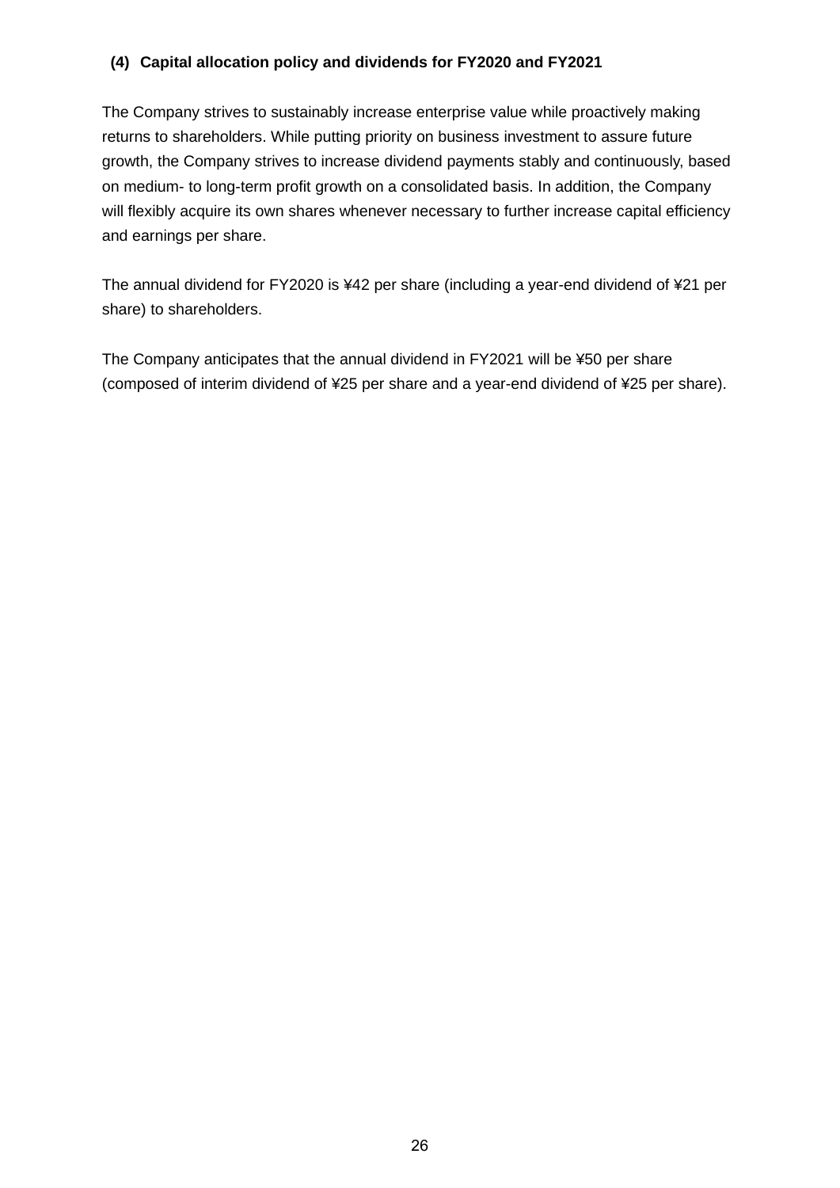### (4) Capital allocation policy and dividends for FY2020 and FY2021

The Company strives to sustainably increase enterprise value while proactively making returns to shareholders. While putting priority on business investment to assure future growth, the Company strives to increase dividend payments stably and continuously, based on medium- to long-term profit growth on a consolidated basis. In addition, the Company will flexibly acquire its own shares whenever necessary to further increase capital efficiency and earnings per share.

The annual dividend for FY2020 is ¥42 per share (including a year-end dividend of ¥21 per share) to shareholders.

The Company anticipates that the annual dividend in FY2021 will be ¥50 per share (composed of interim dividend of ¥25 per share and a year-end dividend of ¥25 per share).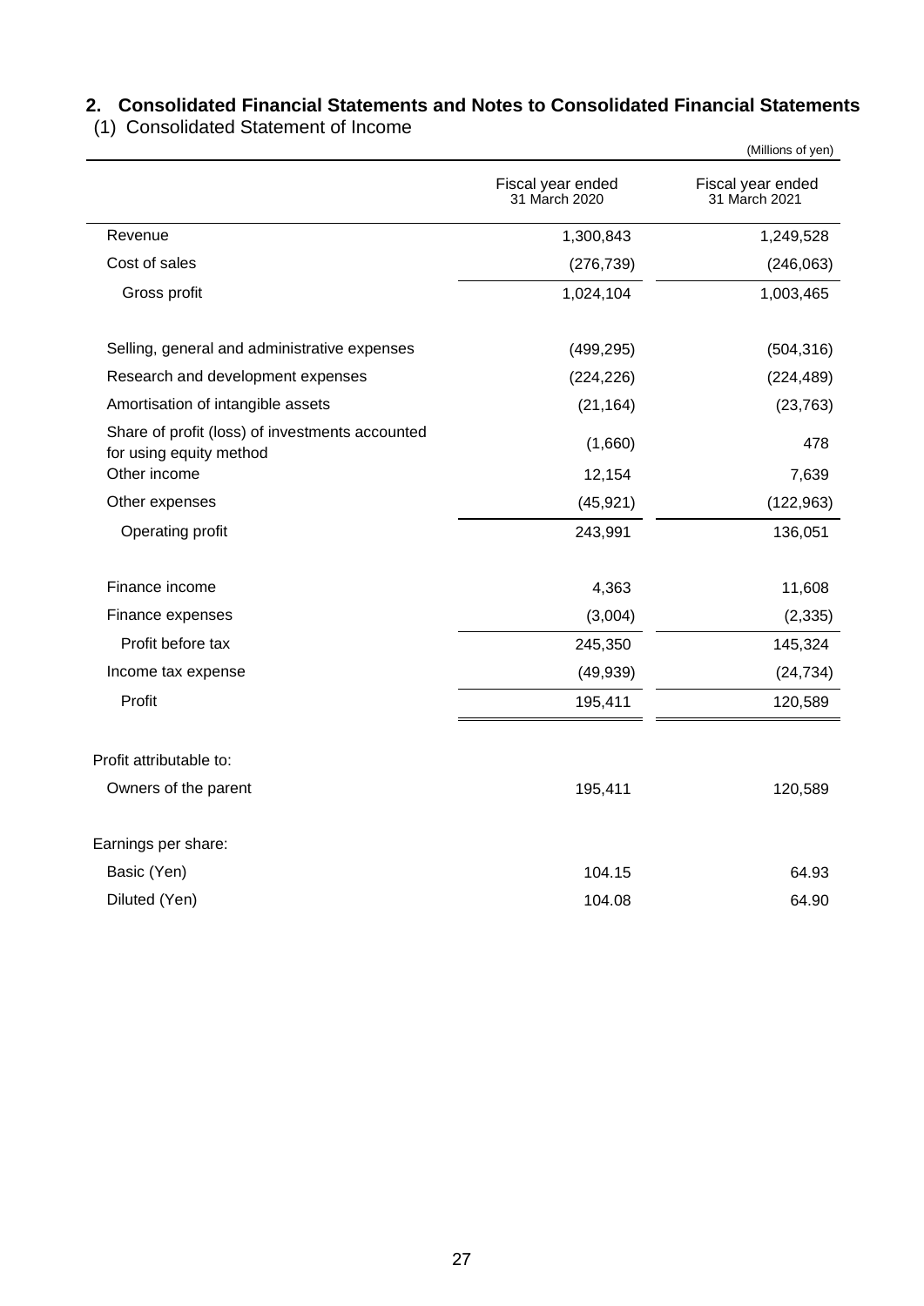## 2. Consolidated Financial Statements and Notes to Consolidated Financial Statements

### (1) Consolidated Statement of Income

(Millions of yen)

| | Fiscal year ended 31 March 2020 | Fiscal year ended 31 March 2021 |
|---|---|---|
| Revenue | 1,300,843 | 1,249,528 |
| Cost of sales | (276,739) | (246,063) |
| Gross profit | 1,024,104 | 1,003,465 |
| | | |
| Selling, general and administrative expenses | (499,295) | (504,316) |
| Research and development expenses | (224,226) | (224,489) |
| Amortisation of intangible assets | (21,164) | (23,763) |
| Share of profit (loss) of investments accounted for using equity method | (1,660) | 478 |
| Other income | 12,154 | 7,639 |
| Other expenses | (45,921) | (122,963) |
| Operating profit | 243,991 | 136,051 |
| | | |
| Finance income | 4,363 | 11,608 |
| Finance expenses | (3,004) | (2,335) |
| Profit before tax | 245,350 | 145,324 |
| Income tax expense | (49,939) | (24,734) |
| Profit | 195,411 | 120,589 |
| | | |
| Profit attributable to: | | |
| Owners of the parent | 195,411 | 120,589 |
| | | |
| Earnings per share: | | |
| Basic (Yen) | 104.15 | 64.93 |
| Diluted (Yen) | 104.08 | 64.90 |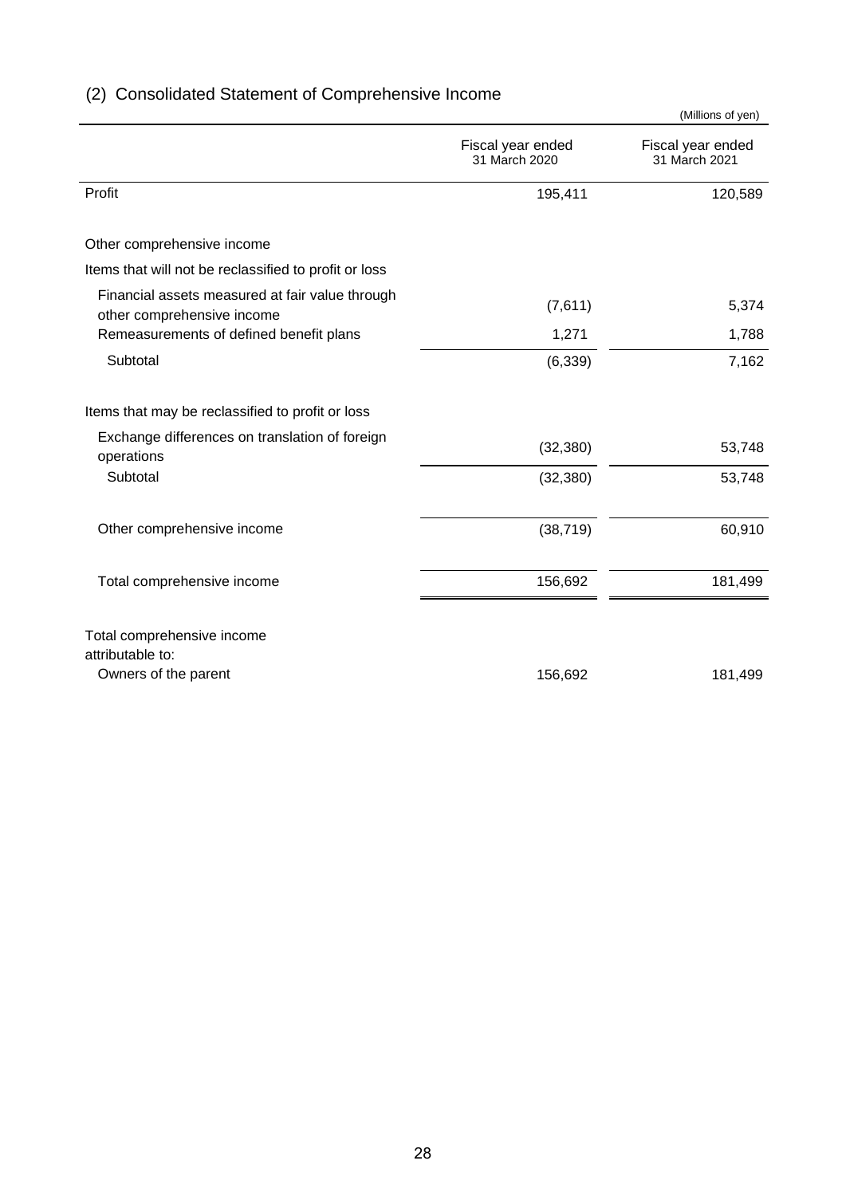## (2) Consolidated Statement of Comprehensive Income

(Millions of yen)

| | Fiscal year ended 31 March 2020 | Fiscal year ended 31 March 2021 |
|---|---|---|
| Profit | 195,411 | 120,589 |
| | | |
| Other comprehensive income | | |
| Items that will not be reclassified to profit or loss | | |
| Financial assets measured at fair value through other comprehensive income | (7,611) | 5,374 |
| Remeasurements of defined benefit plans | 1,271 | 1,788 |
| Subtotal | (6,339) | 7,162 |
| | | |
| Items that may be reclassified to profit or loss | | |
| Exchange differences on translation of foreign operations | (32,380) | 53,748 |
| Subtotal | (32,380) | 53,748 |
| | | |
| Other comprehensive income | (38,719) | 60,910 |
| | | |
| Total comprehensive income | 156,692 | 181,499 |
| | | |
| Total comprehensive income attributable to: | | |
| Owners of the parent | 156,692 | 181,499 |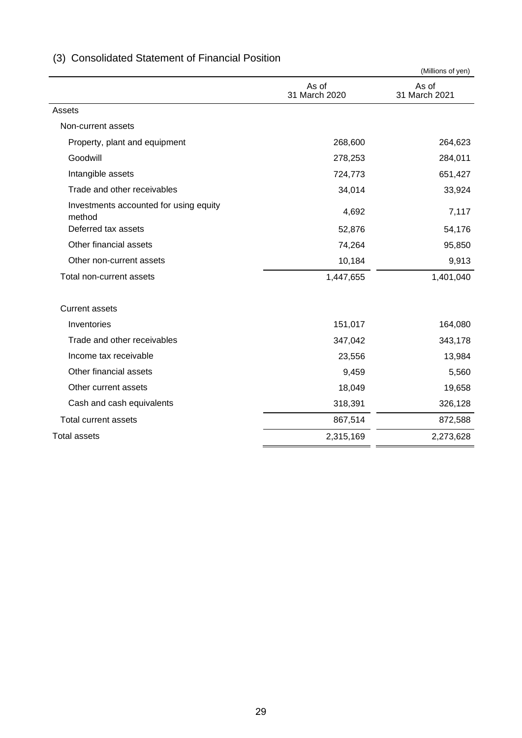## (3) Consolidated Statement of Financial Position

(Millions of yen)

| | As of 31 March 2020 | As of 31 March 2021 |
|---|---|---|
| Assets | | |
| Non-current assets | | |
| Property, plant and equipment | 268,600 | 264,623 |
| Goodwill | 278,253 | 284,011 |
| Intangible assets | 724,773 | 651,427 |
| Trade and other receivables | 34,014 | 33,924 |
| Investments accounted for using equity method | 4,692 | 7,117 |
| Deferred tax assets | 52,876 | 54,176 |
| Other financial assets | 74,264 | 95,850 |
| Other non-current assets | 10,184 | 9,913 |
| Total non-current assets | 1,447,655 | 1,401,040 |
| | | |
| Current assets | | |
| Inventories | 151,017 | 164,080 |
| Trade and other receivables | 347,042 | 343,178 |
| Income tax receivable | 23,556 | 13,984 |
| Other financial assets | 9,459 | 5,560 |
| Other current assets | 18,049 | 19,658 |
| Cash and cash equivalents | 318,391 | 326,128 |
| Total current assets | 867,514 | 872,588 |
| Total assets | 2,315,169 | 2,273,628 |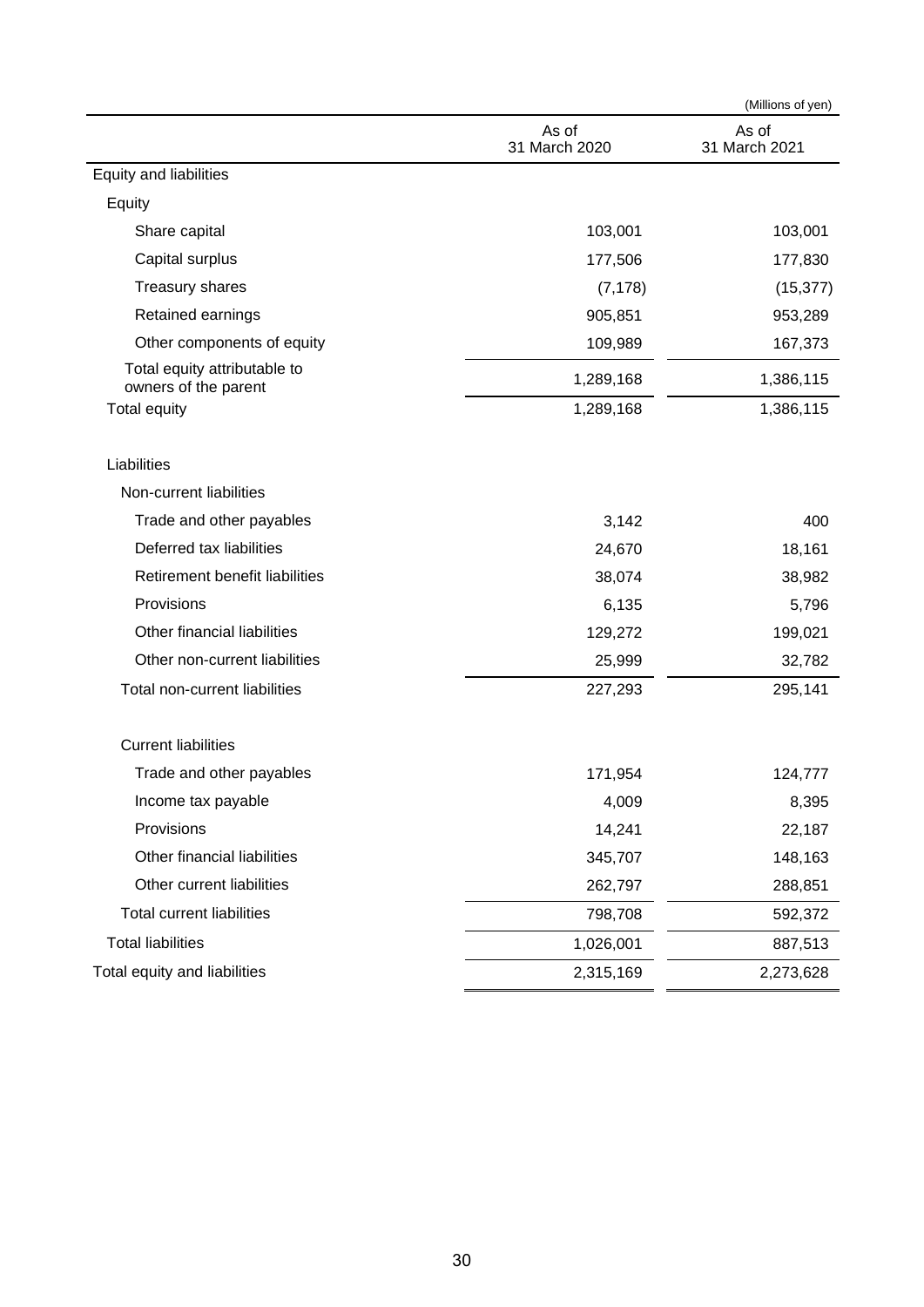(Millions of yen)

| | As of 31 March 2020 | As of 31 March 2021 |
|---|---|---|
| Equity and liabilities | | |
| Equity | | |
| Share capital | 103,001 | 103,001 |
| Capital surplus | 177,506 | 177,830 |
| Treasury shares | (7,178) | (15,377) |
| Retained earnings | 905,851 | 953,289 |
| Other components of equity | 109,989 | 167,373 |
| Total equity attributable to owners of the parent | 1,289,168 | 1,386,115 |
| Total equity | 1,289,168 | 1,386,115 |
| | | |
| Liabilities | | |
| Non-current liabilities | | |
| Trade and other payables | 3,142 | 400 |
| Deferred tax liabilities | 24,670 | 18,161 |
| Retirement benefit liabilities | 38,074 | 38,982 |
| Provisions | 6,135 | 5,796 |
| Other financial liabilities | 129,272 | 199,021 |
| Other non-current liabilities | 25,999 | 32,782 |
| Total non-current liabilities | 227,293 | 295,141 |
| | | |
| Current liabilities | | |
| Trade and other payables | 171,954 | 124,777 |
| Income tax payable | 4,009 | 8,395 |
| Provisions | 14,241 | 22,187 |
| Other financial liabilities | 345,707 | 148,163 |
| Other current liabilities | 262,797 | 288,851 |
| Total current liabilities | 798,708 | 592,372 |
| Total liabilities | 1,026,001 | 887,513 |
| Total equity and liabilities | 2,315,169 | 2,273,628 |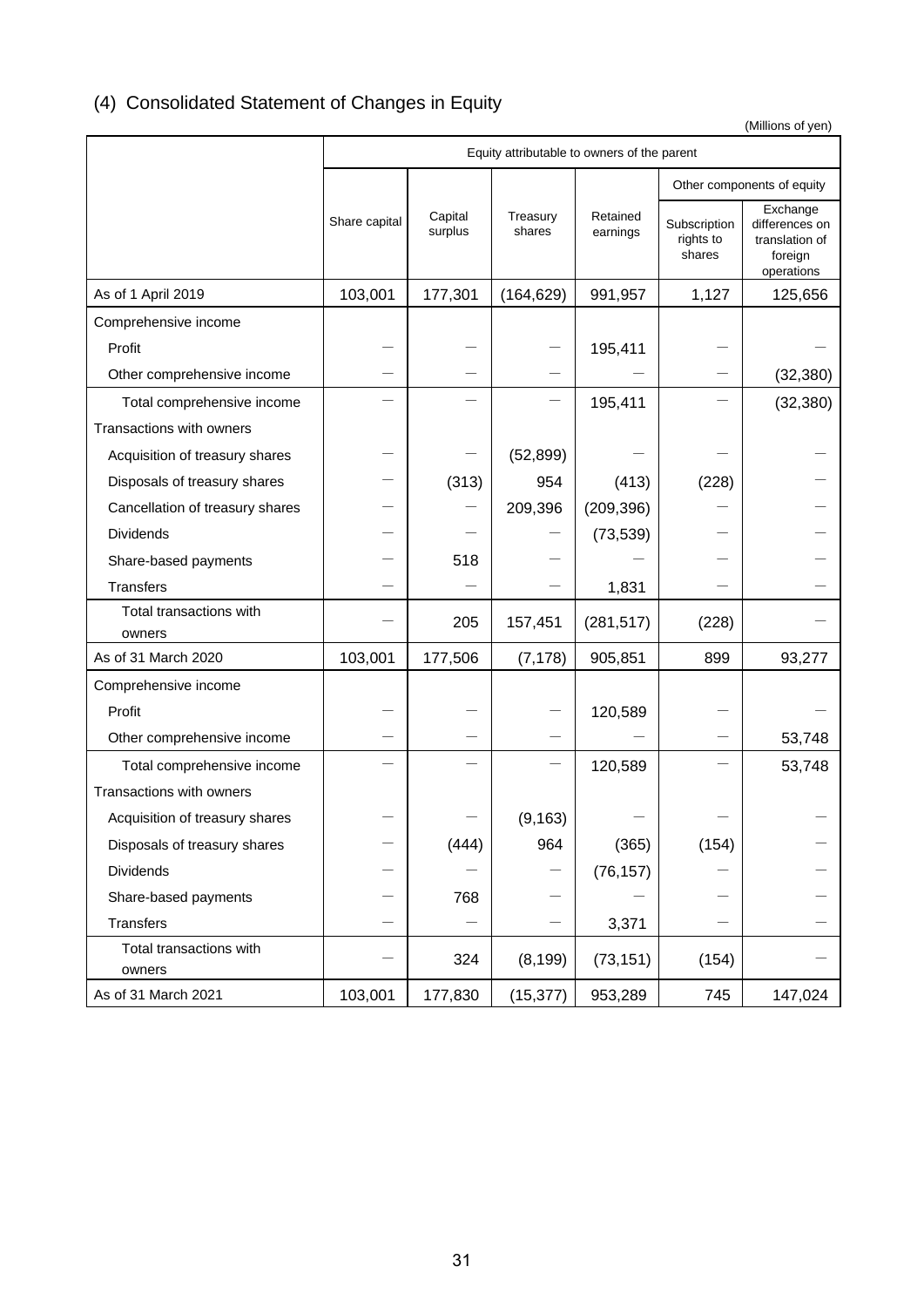## (4) Consolidated Statement of Changes in Equity

(Millions of yen)

| | Equity attributable to owners of the parent | | | | | |
|---|---|---|---|---|---|---|
| | | | | | Other components of equity | |
| | Share capital | Capital surplus | Treasury shares | Retained earnings | Subscription rights to shares | Exchange differences on translation of foreign operations |
| As of 1 April 2019 | 103,001 | 177,301 | (164,629) | 991,957 | 1,127 | 125,656 |
| Comprehensive income | | | | | | |
| Profit | — | — | — | 195,411 | — | — |
| Other comprehensive income | — | — | — | — | — | (32,380) |
| Total comprehensive income | — | — | — | 195,411 | — | (32,380) |
| Transactions with owners | | | | | | |
| Acquisition of treasury shares | — | — | (52,899) | — | — | — |
| Disposals of treasury shares | — | (313) | 954 | (413) | (228) | — |
| Cancellation of treasury shares | — | — | 209,396 | (209,396) | — | — |
| Dividends | — | — | — | (73,539) | — | — |
| Share-based payments | — | 518 | — | — | — | — |
| Transfers | — | — | — | 1,831 | — | — |
| Total transactions with owners | — | 205 | 157,451 | (281,517) | (228) | — |
| As of 31 March 2020 | 103,001 | 177,506 | (7,178) | 905,851 | 899 | 93,277 |
| Comprehensive income | | | | | | |
| Profit | — | — | — | 120,589 | — | — |
| Other comprehensive income | — | — | — | — | — | 53,748 |
| Total comprehensive income | — | — | — | 120,589 | — | 53,748 |
| Transactions with owners | | | | | | |
| Acquisition of treasury shares | — | — | (9,163) | — | — | — |
| Disposals of treasury shares | — | (444) | 964 | (365) | (154) | — |
| Dividends | — | — | — | (76,157) | — | — |
| Share-based payments | — | 768 | — | — | — | — |
| Transfers | — | — | — | 3,371 | — | — |
| Total transactions with owners | — | 324 | (8,199) | (73,151) | (154) | — |
| As of 31 March 2021 | 103,001 | 177,830 | (15,377) | 953,289 | 745 | 147,024 |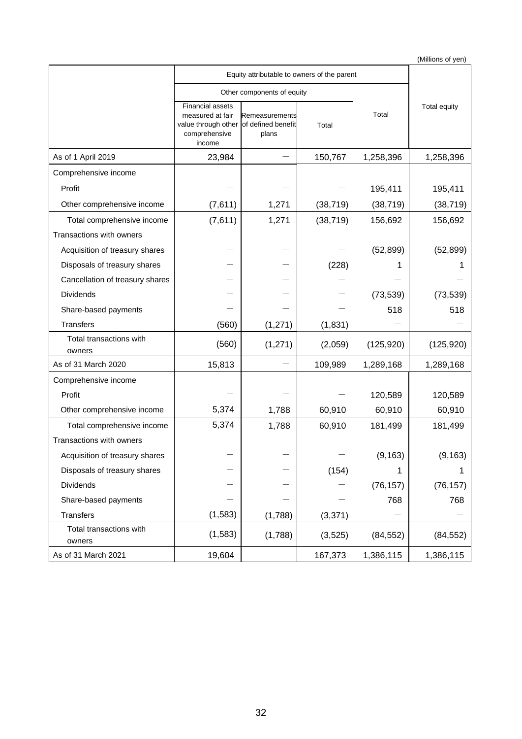(Millions of yen)

| | Equity attributable to owners of the parent | | | | Total equity |
|---|---|---|---|---|---|
| | Other components of equity | | | Total | |
| | Financial assets measured at fair value through other comprehensive income | Remeasurements of defined benefit plans | Total | | |
| As of 1 April 2019 | 23,984 | ― | 150,767 | 1,258,396 | 1,258,396 |
| Comprehensive income | | | | | |
| Profit | ― | ― | ― | 195,411 | 195,411 |
| Other comprehensive income | (7,611) | 1,271 | (38,719) | (38,719) | (38,719) |
| Total comprehensive income | (7,611) | 1,271 | (38,719) | 156,692 | 156,692 |
| Transactions with owners | | | | | |
| Acquisition of treasury shares | ― | ― | ― | (52,899) | (52,899) |
| Disposals of treasury shares | ― | ― | (228) | 1 | 1 |
| Cancellation of treasury shares | ― | ― | ― | ― | ― |
| Dividends | ― | ― | ― | (73,539) | (73,539) |
| Share-based payments | ― | ― | ― | 518 | 518 |
| Transfers | (560) | (1,271) | (1,831) | ― | ― |
| Total transactions with owners | (560) | (1,271) | (2,059) | (125,920) | (125,920) |
| As of 31 March 2020 | 15,813 | ― | 109,989 | 1,289,168 | 1,289,168 |
| Comprehensive income | | | | | |
| Profit | ― | ― | ― | 120,589 | 120,589 |
| Other comprehensive income | 5,374 | 1,788 | 60,910 | 60,910 | 60,910 |
| Total comprehensive income | 5,374 | 1,788 | 60,910 | 181,499 | 181,499 |
| Transactions with owners | | | | | |
| Acquisition of treasury shares | ― | ― | ― | (9,163) | (9,163) |
| Disposals of treasury shares | ― | ― | (154) | 1 | 1 |
| Dividends | ― | ― | ― | (76,157) | (76,157) |
| Share-based payments | ― | ― | ― | 768 | 768 |
| Transfers | (1,583) | (1,788) | (3,371) | ― | ― |
| Total transactions with owners | (1,583) | (1,788) | (3,525) | (84,552) | (84,552) |
| As of 31 March 2021 | 19,604 | ― | 167,373 | 1,386,115 | 1,386,115 |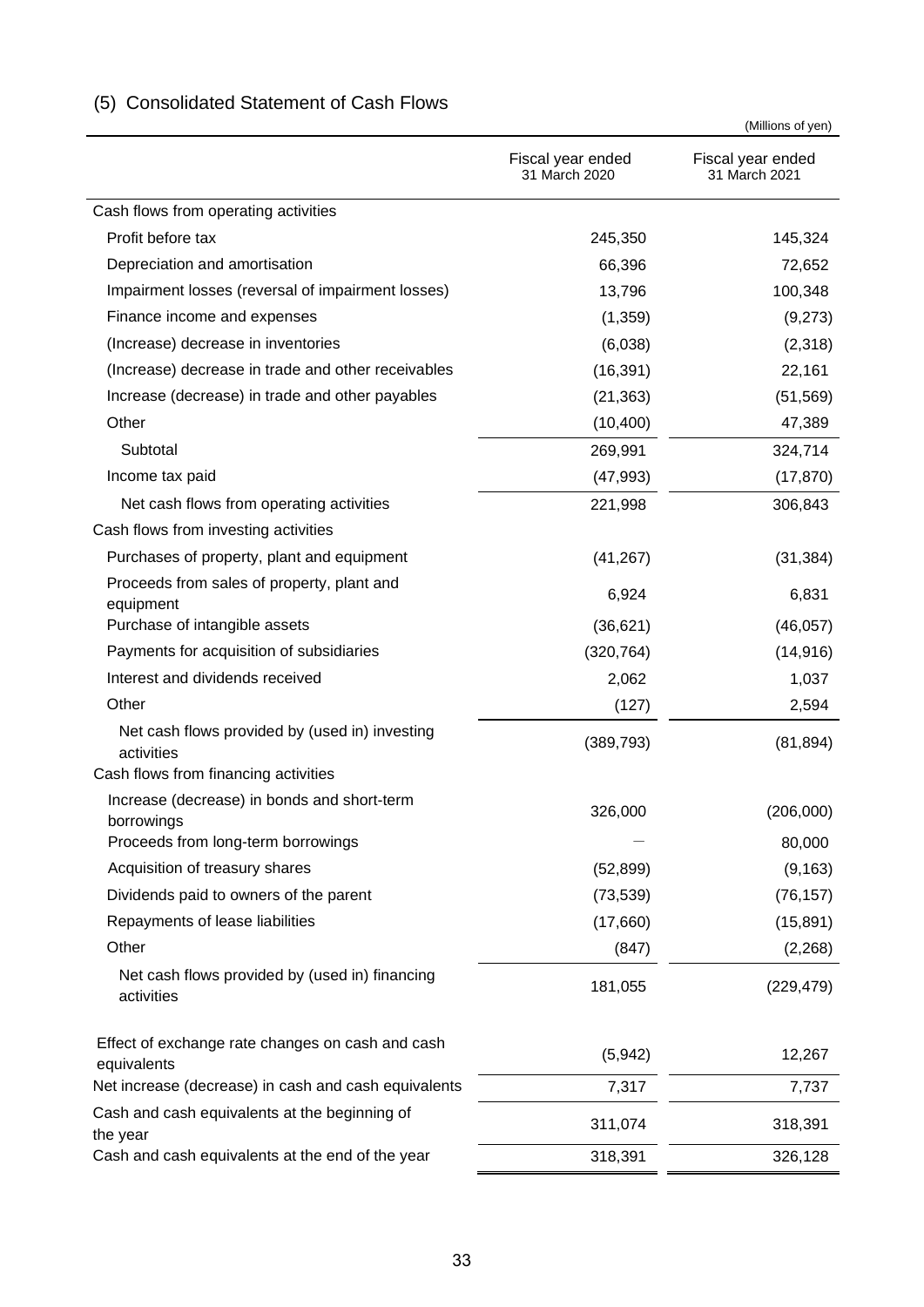## (5) Consolidated Statement of Cash Flows

(Millions of yen)

| | Fiscal year ended 31 March 2020 | Fiscal year ended 31 March 2021 |
|---|---|---|
| Cash flows from operating activities | | |
| Profit before tax | 245,350 | 145,324 |
| Depreciation and amortisation | 66,396 | 72,652 |
| Impairment losses (reversal of impairment losses) | 13,796 | 100,348 |
| Finance income and expenses | (1,359) | (9,273) |
| (Increase) decrease in inventories | (6,038) | (2,318) |
| (Increase) decrease in trade and other receivables | (16,391) | 22,161 |
| Increase (decrease) in trade and other payables | (21,363) | (51,569) |
| Other | (10,400) | 47,389 |
| Subtotal | 269,991 | 324,714 |
| Income tax paid | (47,993) | (17,870) |
| Net cash flows from operating activities | 221,998 | 306,843 |
| Cash flows from investing activities | | |
| Purchases of property, plant and equipment | (41,267) | (31,384) |
| Proceeds from sales of property, plant and equipment | 6,924 | 6,831 |
| Purchase of intangible assets | (36,621) | (46,057) |
| Payments for acquisition of subsidiaries | (320,764) | (14,916) |
| Interest and dividends received | 2,062 | 1,037 |
| Other | (127) | 2,594 |
| Net cash flows provided by (used in) investing activities | (389,793) | (81,894) |
| Cash flows from financing activities | | |
| Increase (decrease) in bonds and short-term borrowings | 326,000 | (206,000) |
| Proceeds from long-term borrowings | ― | 80,000 |
| Acquisition of treasury shares | (52,899) | (9,163) |
| Dividends paid to owners of the parent | (73,539) | (76,157) |
| Repayments of lease liabilities | (17,660) | (15,891) |
| Other | (847) | (2,268) |
| Net cash flows provided by (used in) financing activities | 181,055 | (229,479) |
| Effect of exchange rate changes on cash and cash equivalents | (5,942) | 12,267 |
| Net increase (decrease) in cash and cash equivalents | 7,317 | 7,737 |
| Cash and cash equivalents at the beginning of the year | 311,074 | 318,391 |
| Cash and cash equivalents at the end of the year | 318,391 | 326,128 |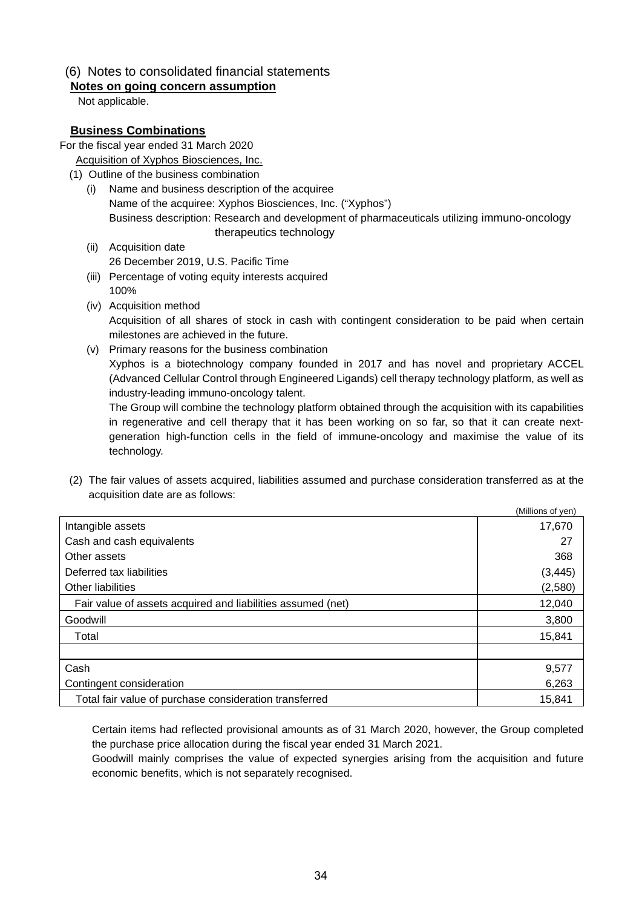## (6) Notes to consolidated financial statements

### Notes on going concern assumption

Not applicable.

### Business Combinations

For the fiscal year ended 31 March 2020

Acquisition of Xyphos Biosciences, Inc.

(1) Outline of the business combination

(i) Name and business description of the acquiree
Name of the acquiree: Xyphos Biosciences, Inc. (“Xyphos”)
Business description: Research and development of pharmaceuticals utilizing immuno-oncology therapeutics technology

(ii) Acquisition date
26 December 2019, U.S. Pacific Time

(iii) Percentage of voting equity interests acquired
100%

(iv) Acquisition method
Acquisition of all shares of stock in cash with contingent consideration to be paid when certain milestones are achieved in the future.

(v) Primary reasons for the business combination
Xyphos is a biotechnology company founded in 2017 and has novel and proprietary ACCEL (Advanced Cellular Control through Engineered Ligands) cell therapy technology platform, as well as industry-leading immuno-oncology talent.
The Group will combine the technology platform obtained through the acquisition with its capabilities in regenerative and cell therapy that it has been working on so far, so that it can create next-generation high-function cells in the field of immune-oncology and maximise the value of its technology.

(2) The fair values of assets acquired, liabilities assumed and purchase consideration transferred as at the acquisition date are as follows:

(Millions of yen)

| | |
|---|---|
| Intangible assets | 17,670 |
| Cash and cash equivalents | 27 |
| Other assets | 368 |
| Deferred tax liabilities | (3,445) |
| Other liabilities | (2,580) |
| Fair value of assets acquired and liabilities assumed (net) | 12,040 |
| Goodwill | 3,800 |
| Total | 15,841 |
| | |
| Cash | 9,577 |
| Contingent consideration | 6,263 |
| Total fair value of purchase consideration transferred | 15,841 |

Certain items had reflected provisional amounts as of 31 March 2020, however, the Group completed the purchase price allocation during the fiscal year ended 31 March 2021.
Goodwill mainly comprises the value of expected synergies arising from the acquisition and future economic benefits, which is not separately recognised.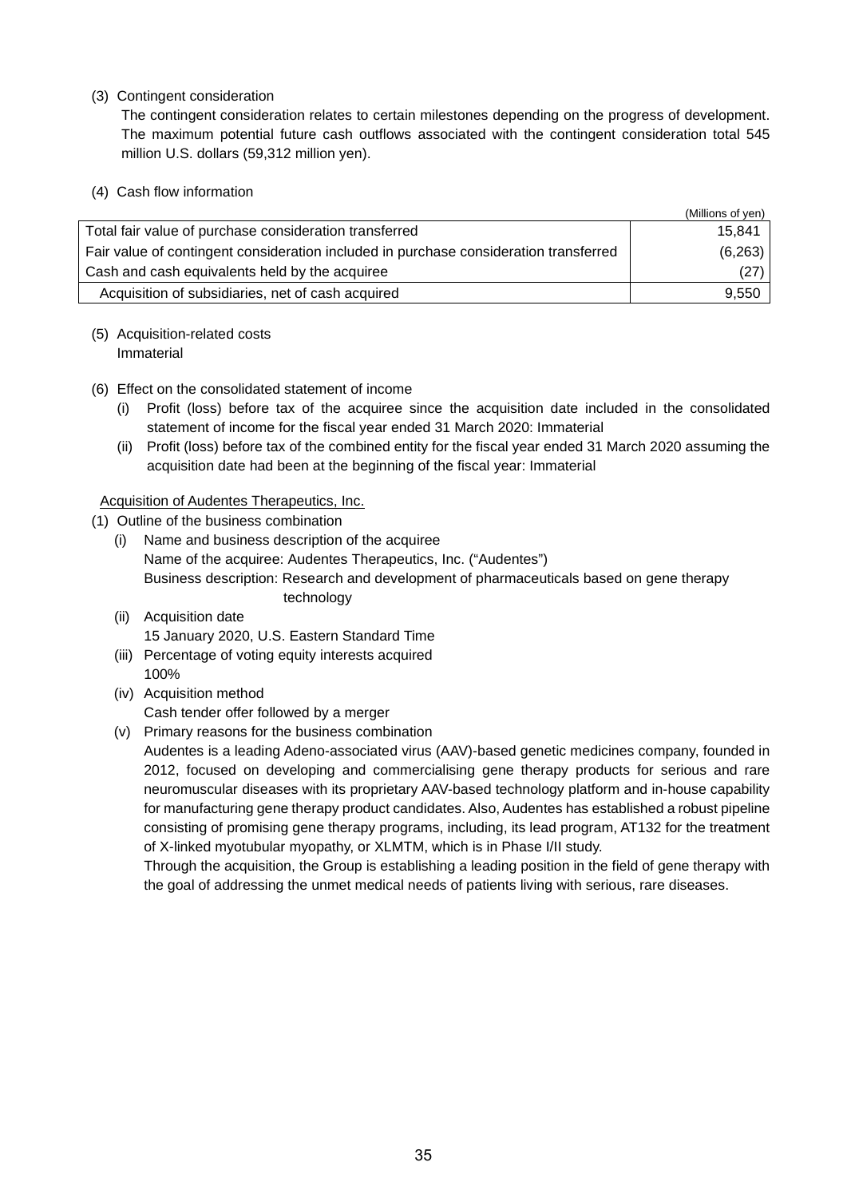(3) Contingent consideration

The contingent consideration relates to certain milestones depending on the progress of development. The maximum potential future cash outflows associated with the contingent consideration total 545 million U.S. dollars (59,312 million yen).

(4) Cash flow information

(Millions of yen)

| | |
|---|---:|
| Total fair value of purchase consideration transferred | 15,841 |
| Fair value of contingent consideration included in purchase consideration transferred | (6,263) |
| Cash and cash equivalents held by the acquiree | (27) |
| Acquisition of subsidiaries, net of cash acquired | 9,550 |

(5) Acquisition-related costs

Immaterial

(6) Effect on the consolidated statement of income

(i) Profit (loss) before tax of the acquiree since the acquisition date included in the consolidated statement of income for the fiscal year ended 31 March 2020: Immaterial

(ii) Profit (loss) before tax of the combined entity for the fiscal year ended 31 March 2020 assuming the acquisition date had been at the beginning of the fiscal year: Immaterial

<u>Acquisition of Audentes Therapeutics, Inc.</u>

(1) Outline of the business combination

(i) Name and business description of the acquiree

Name of the acquiree: Audentes Therapeutics, Inc. (“Audentes”)

Business description: Research and development of pharmaceuticals based on gene therapy technology

(ii) Acquisition date

15 January 2020, U.S. Eastern Standard Time

(iii) Percentage of voting equity interests acquired

100%

(iv) Acquisition method

Cash tender offer followed by a merger

(v) Primary reasons for the business combination

Audentes is a leading Adeno-associated virus (AAV)-based genetic medicines company, founded in 2012, focused on developing and commercialising gene therapy products for serious and rare neuromuscular diseases with its proprietary AAV-based technology platform and in-house capability for manufacturing gene therapy product candidates. Also, Audentes has established a robust pipeline consisting of promising gene therapy programs, including, its lead program, AT132 for the treatment of X-linked myotubular myopathy, or XLMTM, which is in Phase I/II study.

Through the acquisition, the Group is establishing a leading position in the field of gene therapy with the goal of addressing the unmet medical needs of patients living with serious, rare diseases.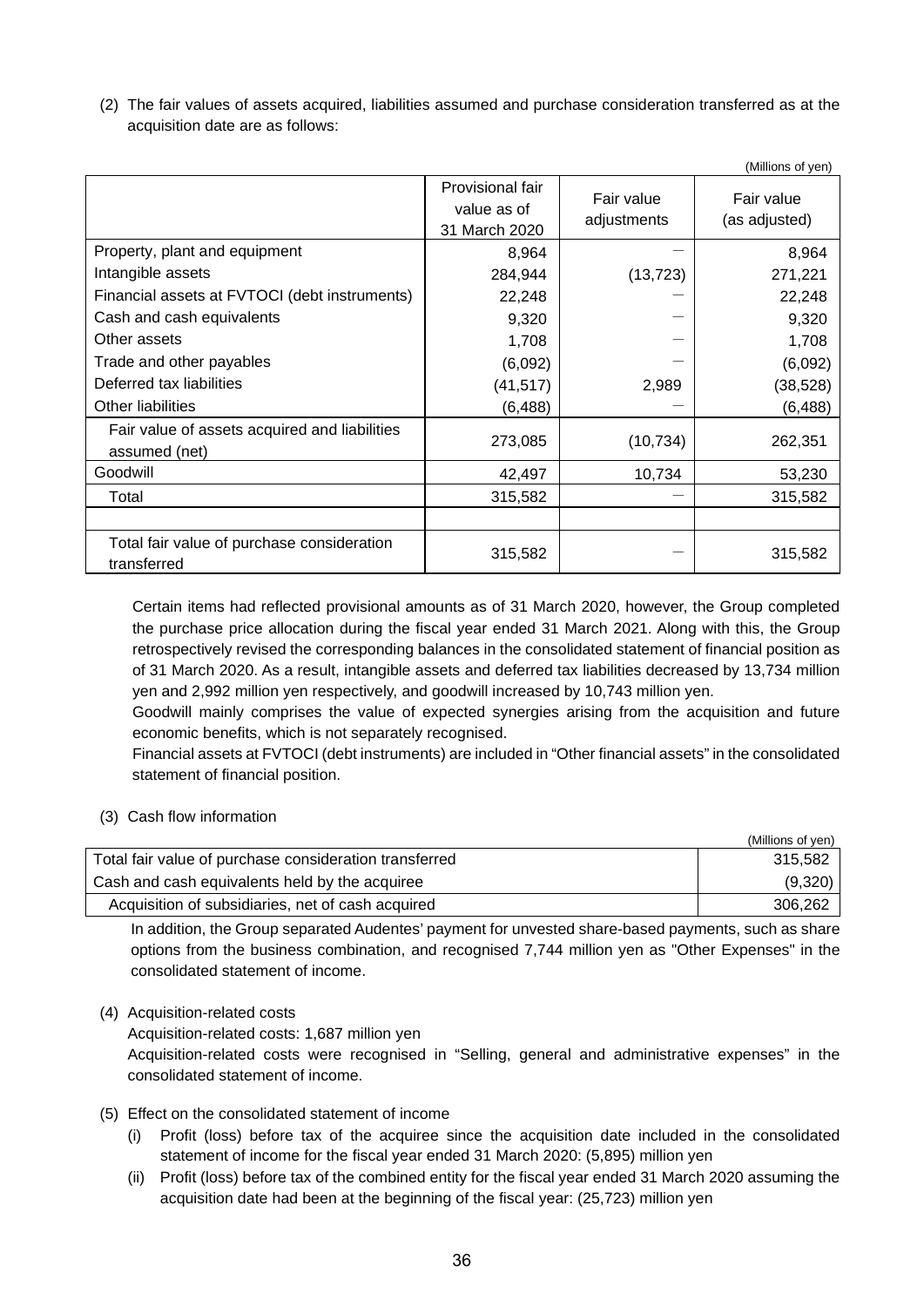(2) The fair values of assets acquired, liabilities assumed and purchase consideration transferred as at the acquisition date are as follows:

(Millions of yen)

| | Provisional fair value as of 31 March 2020 | Fair value adjustments | Fair value (as adjusted) |
|---|---|---|---|
| Property, plant and equipment | 8,964 | — | 8,964 |
| Intangible assets | 284,944 | (13,723) | 271,221 |
| Financial assets at FVTOCI (debt instruments) | 22,248 | — | 22,248 |
| Cash and cash equivalents | 9,320 | — | 9,320 |
| Other assets | 1,708 | — | 1,708 |
| Trade and other payables | (6,092) | — | (6,092) |
| Deferred tax liabilities | (41,517) | 2,989 | (38,528) |
| Other liabilities | (6,488) | — | (6,488) |
| Fair value of assets acquired and liabilities assumed (net) | 273,085 | (10,734) | 262,351 |
| Goodwill | 42,497 | 10,734 | 53,230 |
| Total | 315,582 | — | 315,582 |
| | | | |
| Total fair value of purchase consideration transferred | 315,582 | — | 315,582 |

Certain items had reflected provisional amounts as of 31 March 2020, however, the Group completed the purchase price allocation during the fiscal year ended 31 March 2021. Along with this, the Group retrospectively revised the corresponding balances in the consolidated statement of financial position as of 31 March 2020. As a result, intangible assets and deferred tax liabilities decreased by 13,734 million yen and 2,992 million yen respectively, and goodwill increased by 10,743 million yen.

Goodwill mainly comprises the value of expected synergies arising from the acquisition and future economic benefits, which is not separately recognised.

Financial assets at FVTOCI (debt instruments) are included in "Other financial assets" in the consolidated statement of financial position.

(3) Cash flow information

(Millions of yen)

| | |
|---|---|
| Total fair value of purchase consideration transferred | 315,582 |
| Cash and cash equivalents held by the acquiree | (9,320) |
| Acquisition of subsidiaries, net of cash acquired | 306,262 |

In addition, the Group separated Audentes' payment for unvested share-based payments, such as share options from the business combination, and recognised 7,744 million yen as "Other Expenses" in the consolidated statement of income.

(4) Acquisition-related costs

Acquisition-related costs: 1,687 million yen

Acquisition-related costs were recognised in "Selling, general and administrative expenses" in the consolidated statement of income.

(5) Effect on the consolidated statement of income

(i) Profit (loss) before tax of the acquiree since the acquisition date included in the consolidated statement of income for the fiscal year ended 31 March 2020: (5,895) million yen

(ii) Profit (loss) before tax of the combined entity for the fiscal year ended 31 March 2020 assuming the acquisition date had been at the beginning of the fiscal year: (25,723) million yen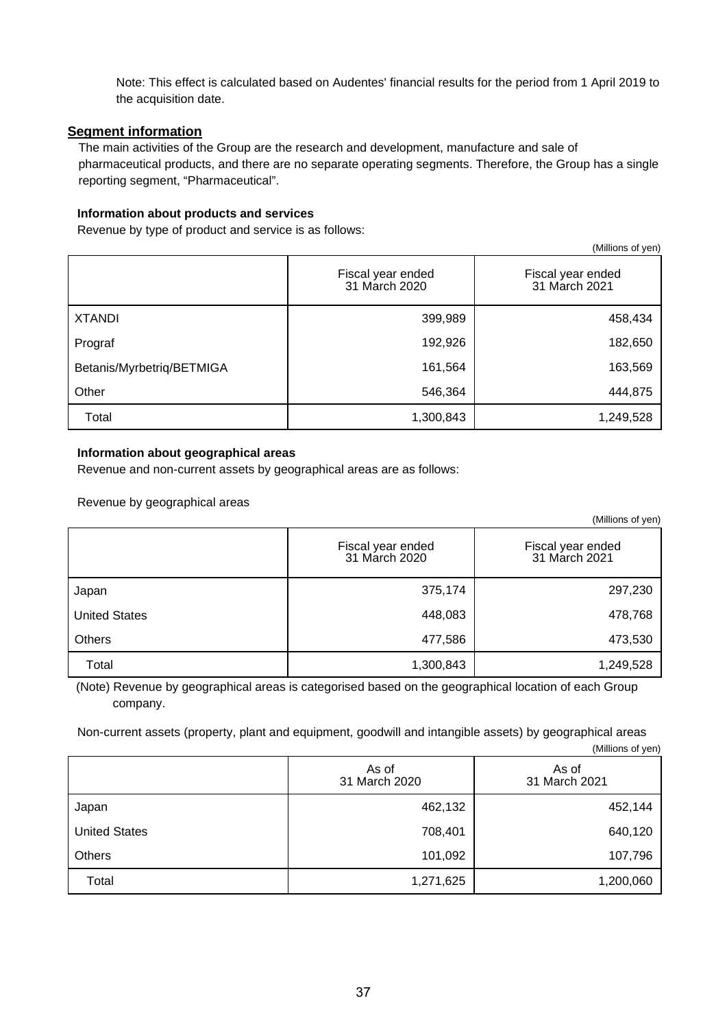Note: This effect is calculated based on Audentes' financial results for the period from 1 April 2019 to the acquisition date.

## Segment information

The main activities of the Group are the research and development, manufacture and sale of pharmaceutical products, and there are no separate operating segments. Therefore, the Group has a single reporting segment, "Pharmaceutical".

### Information about products and services

Revenue by type of product and service is as follows:

(Millions of yen)

| | Fiscal year ended 31 March 2020 | Fiscal year ended 31 March 2021 |
|---|---|---|
| XTANDI | 399,989 | 458,434 |
| Prograf | 192,926 | 182,650 |
| Betanis/Myrbetriq/BETMIGA | 161,564 | 163,569 |
| Other | 546,364 | 444,875 |
| Total | 1,300,843 | 1,249,528 |

### Information about geographical areas

Revenue and non-current assets by geographical areas are as follows:

Revenue by geographical areas

(Millions of yen)

| | Fiscal year ended 31 March 2020 | Fiscal year ended 31 March 2021 |
|---|---|---|
| Japan | 375,174 | 297,230 |
| United States | 448,083 | 478,768 |
| Others | 477,586 | 473,530 |
| Total | 1,300,843 | 1,249,528 |

(Note) Revenue by geographical areas is categorised based on the geographical location of each Group company.

Non-current assets (property, plant and equipment, goodwill and intangible assets) by geographical areas

(Millions of yen)

| | As of 31 March 2020 | As of 31 March 2021 |
|---|---|---|
| Japan | 462,132 | 452,144 |
| United States | 708,401 | 640,120 |
| Others | 101,092 | 107,796 |
| Total | 1,271,625 | 1,200,060 |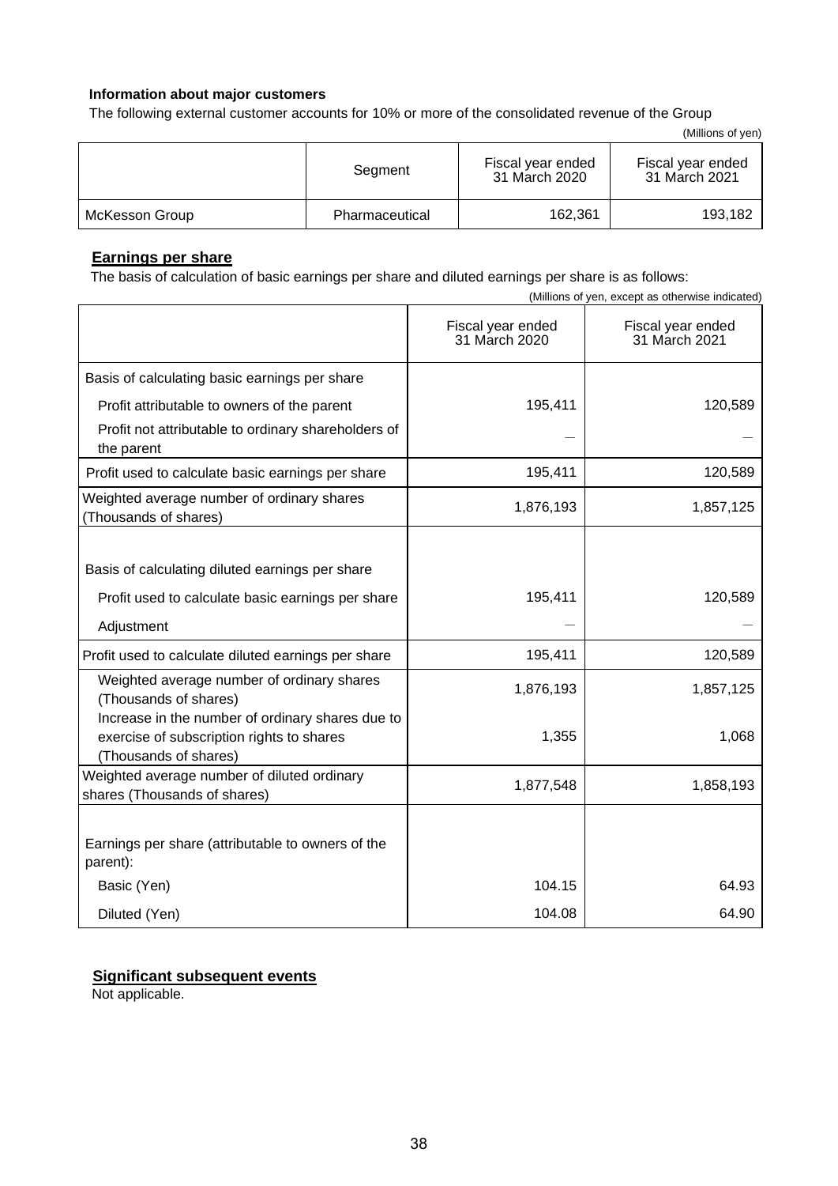**Information about major customers**

The following external customer accounts for 10% or more of the consolidated revenue of the Group

(Millions of yen)

| | Segment | Fiscal year ended 31 March 2020 | Fiscal year ended 31 March 2021 |
|---|---|---|---|
| McKesson Group | Pharmaceutical | 162,361 | 193,182 |

**Earnings per share**

The basis of calculation of basic earnings per share and diluted earnings per share is as follows:

(Millions of yen, except as otherwise indicated)

| | Fiscal year ended 31 March 2020 | Fiscal year ended 31 March 2021 |
|---|---|---|
| Basis of calculating basic earnings per share | | |
| Profit attributable to owners of the parent | 195,411 | 120,589 |
| Profit not attributable to ordinary shareholders of the parent | — | — |
| Profit used to calculate basic earnings per share | 195,411 | 120,589 |
| Weighted average number of ordinary shares (Thousands of shares) | 1,876,193 | 1,857,125 |
| Basis of calculating diluted earnings per share | | |
| Profit used to calculate basic earnings per share | 195,411 | 120,589 |
| Adjustment | — | — |
| Profit used to calculate diluted earnings per share | 195,411 | 120,589 |
| Weighted average number of ordinary shares (Thousands of shares) | 1,876,193 | 1,857,125 |
| Increase in the number of ordinary shares due to exercise of subscription rights to shares (Thousands of shares) | 1,355 | 1,068 |
| Weighted average number of diluted ordinary shares (Thousands of shares) | 1,877,548 | 1,858,193 |
| Earnings per share (attributable to owners of the parent): | | |
| Basic (Yen) | 104.15 | 64.93 |
| Diluted (Yen) | 104.08 | 64.90 |

**Significant subsequent events**

Not applicable.